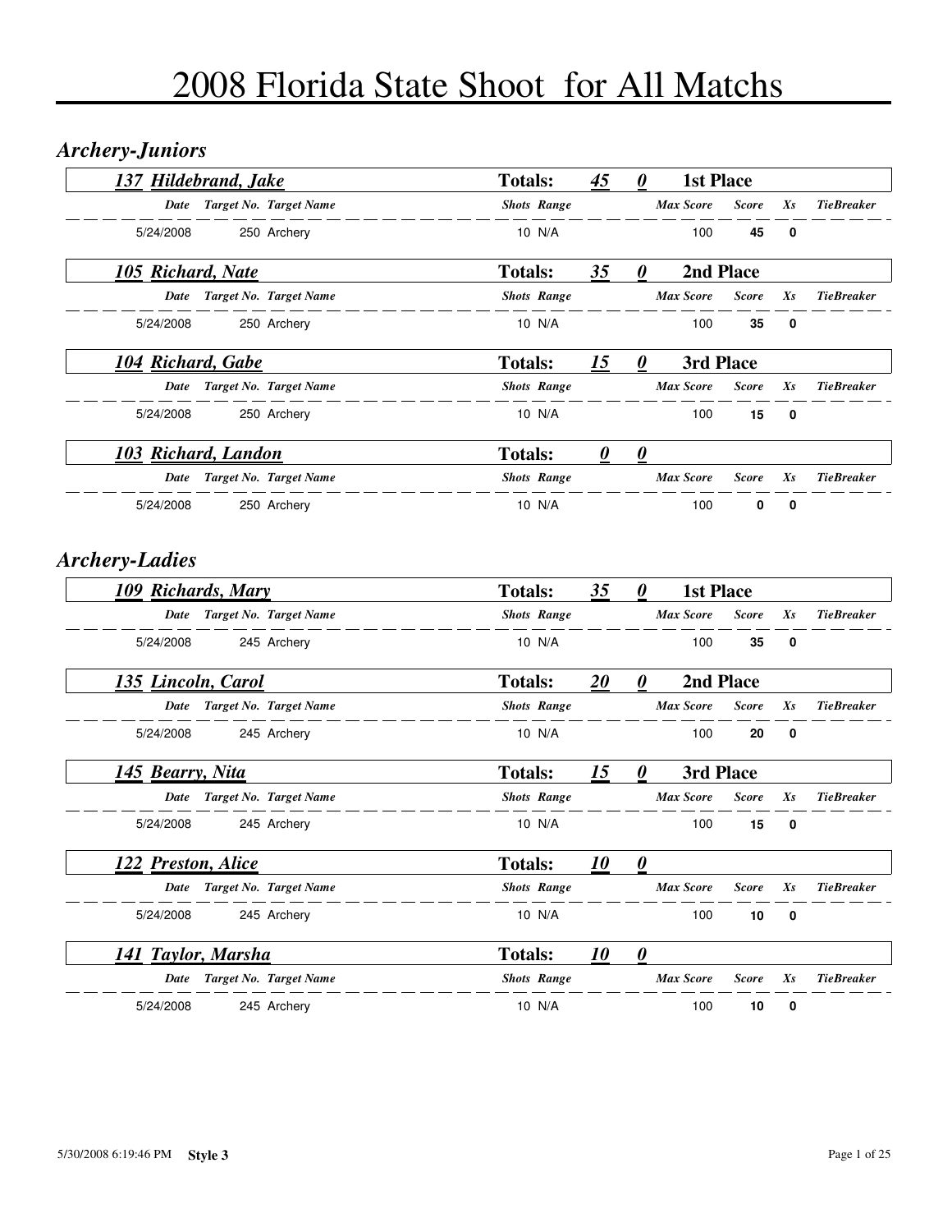# 2008 Florida State Shoot for All Matchs

## *Archery-Juniors*

***137 Hildebrand, Jake*** — **Totals:** ***45*** ***0*** **1st Place**

| Date | Target No. | Target Name | Shots | Range | Max Score | Score | Xs | TieBreaker |
|---|---|---|---|---|---|---|---|---|
| 5/24/2008 | 250 | Archery | 10 | N/A | 100 | **45** | **0** | |

***105 Richard, Nate*** — **Totals:** ***35*** ***0*** **2nd Place**

| Date | Target No. | Target Name | Shots | Range | Max Score | Score | Xs | TieBreaker |
|---|---|---|---|---|---|---|---|---|
| 5/24/2008 | 250 | Archery | 10 | N/A | 100 | **35** | **0** | |

***104 Richard, Gabe*** — **Totals:** ***15*** ***0*** **3rd Place**

| Date | Target No. | Target Name | Shots | Range | Max Score | Score | Xs | TieBreaker |
|---|---|---|---|---|---|---|---|---|
| 5/24/2008 | 250 | Archery | 10 | N/A | 100 | **15** | **0** | |

***103 Richard, Landon*** — **Totals:** ***0*** ***0***

| Date | Target No. | Target Name | Shots | Range | Max Score | Score | Xs | TieBreaker |
|---|---|---|---|---|---|---|---|---|
| 5/24/2008 | 250 | Archery | 10 | N/A | 100 | **0** | **0** | |

## *Archery-Ladies*

***109 Richards, Mary*** — **Totals:** ***35*** ***0*** **1st Place**

| Date | Target No. | Target Name | Shots | Range | Max Score | Score | Xs | TieBreaker |
|---|---|---|---|---|---|---|---|---|
| 5/24/2008 | 245 | Archery | 10 | N/A | 100 | **35** | **0** | |

***135 Lincoln, Carol*** — **Totals:** ***20*** ***0*** **2nd Place**

| Date | Target No. | Target Name | Shots | Range | Max Score | Score | Xs | TieBreaker |
|---|---|---|---|---|---|---|---|---|
| 5/24/2008 | 245 | Archery | 10 | N/A | 100 | **20** | **0** | |

***145 Bearry, Nita*** — **Totals:** ***15*** ***0*** **3rd Place**

| Date | Target No. | Target Name | Shots | Range | Max Score | Score | Xs | TieBreaker |
|---|---|---|---|---|---|---|---|---|
| 5/24/2008 | 245 | Archery | 10 | N/A | 100 | **15** | **0** | |

***122 Preston, Alice*** — **Totals:** ***10*** ***0***

| Date | Target No. | Target Name | Shots | Range | Max Score | Score | Xs | TieBreaker |
|---|---|---|---|---|---|---|---|---|
| 5/24/2008 | 245 | Archery | 10 | N/A | 100 | **10** | **0** | |

***141 Taylor, Marsha*** — **Totals:** ***10*** ***0***

| Date | Target No. | Target Name | Shots | Range | Max Score | Score | Xs | TieBreaker |
|---|---|---|---|---|---|---|---|---|
| 5/24/2008 | 245 | Archery | 10 | N/A | 100 | **10** | **0** | |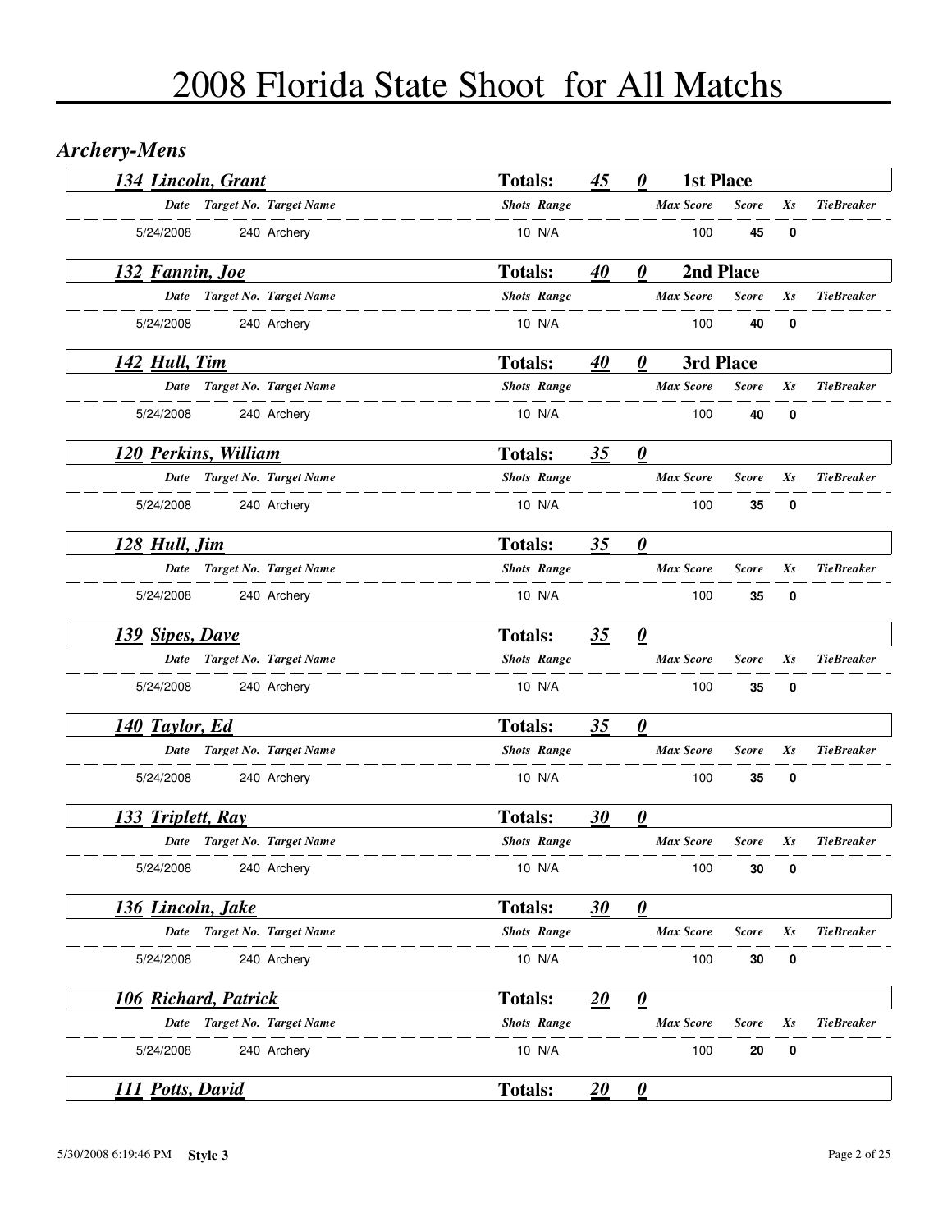# 2008 Florida State Shoot for All Matchs

## *Archery-Mens*

**134 Lincoln, Grant** — **Totals: 45 0 — 1st Place**

| Date | Target No. | Target Name | Shots | Range | Max Score | Score | Xs | TieBreaker |
|---|---|---|---|---|---|---|---|---|
| 5/24/2008 | 240 | Archery | 10 | N/A | 100 | 45 | 0 | |

**132 Fannin, Joe** — **Totals: 40 0 — 2nd Place**

| Date | Target No. | Target Name | Shots | Range | Max Score | Score | Xs | TieBreaker |
|---|---|---|---|---|---|---|---|---|
| 5/24/2008 | 240 | Archery | 10 | N/A | 100 | 40 | 0 | |

**142 Hull, Tim** — **Totals: 40 0 — 3rd Place**

| Date | Target No. | Target Name | Shots | Range | Max Score | Score | Xs | TieBreaker |
|---|---|---|---|---|---|---|---|---|
| 5/24/2008 | 240 | Archery | 10 | N/A | 100 | 40 | 0 | |

**120 Perkins, William** — **Totals: 35 0**

| Date | Target No. | Target Name | Shots | Range | Max Score | Score | Xs | TieBreaker |
|---|---|---|---|---|---|---|---|---|
| 5/24/2008 | 240 | Archery | 10 | N/A | 100 | 35 | 0 | |

**128 Hull, Jim** — **Totals: 35 0**

| Date | Target No. | Target Name | Shots | Range | Max Score | Score | Xs | TieBreaker |
|---|---|---|---|---|---|---|---|---|
| 5/24/2008 | 240 | Archery | 10 | N/A | 100 | 35 | 0 | |

**139 Sipes, Dave** — **Totals: 35 0**

| Date | Target No. | Target Name | Shots | Range | Max Score | Score | Xs | TieBreaker |
|---|---|---|---|---|---|---|---|---|
| 5/24/2008 | 240 | Archery | 10 | N/A | 100 | 35 | 0 | |

**140 Taylor, Ed** — **Totals: 35 0**

| Date | Target No. | Target Name | Shots | Range | Max Score | Score | Xs | TieBreaker |
|---|---|---|---|---|---|---|---|---|
| 5/24/2008 | 240 | Archery | 10 | N/A | 100 | 35 | 0 | |

**133 Triplett, Ray** — **Totals: 30 0**

| Date | Target No. | Target Name | Shots | Range | Max Score | Score | Xs | TieBreaker |
|---|---|---|---|---|---|---|---|---|
| 5/24/2008 | 240 | Archery | 10 | N/A | 100 | 30 | 0 | |

**136 Lincoln, Jake** — **Totals: 30 0**

| Date | Target No. | Target Name | Shots | Range | Max Score | Score | Xs | TieBreaker |
|---|---|---|---|---|---|---|---|---|
| 5/24/2008 | 240 | Archery | 10 | N/A | 100 | 30 | 0 | |

**106 Richard, Patrick** — **Totals: 20 0**

| Date | Target No. | Target Name | Shots | Range | Max Score | Score | Xs | TieBreaker |
|---|---|---|---|---|---|---|---|---|
| 5/24/2008 | 240 | Archery | 10 | N/A | 100 | 20 | 0 | |

**111 Potts, David** — **Totals: 20 0**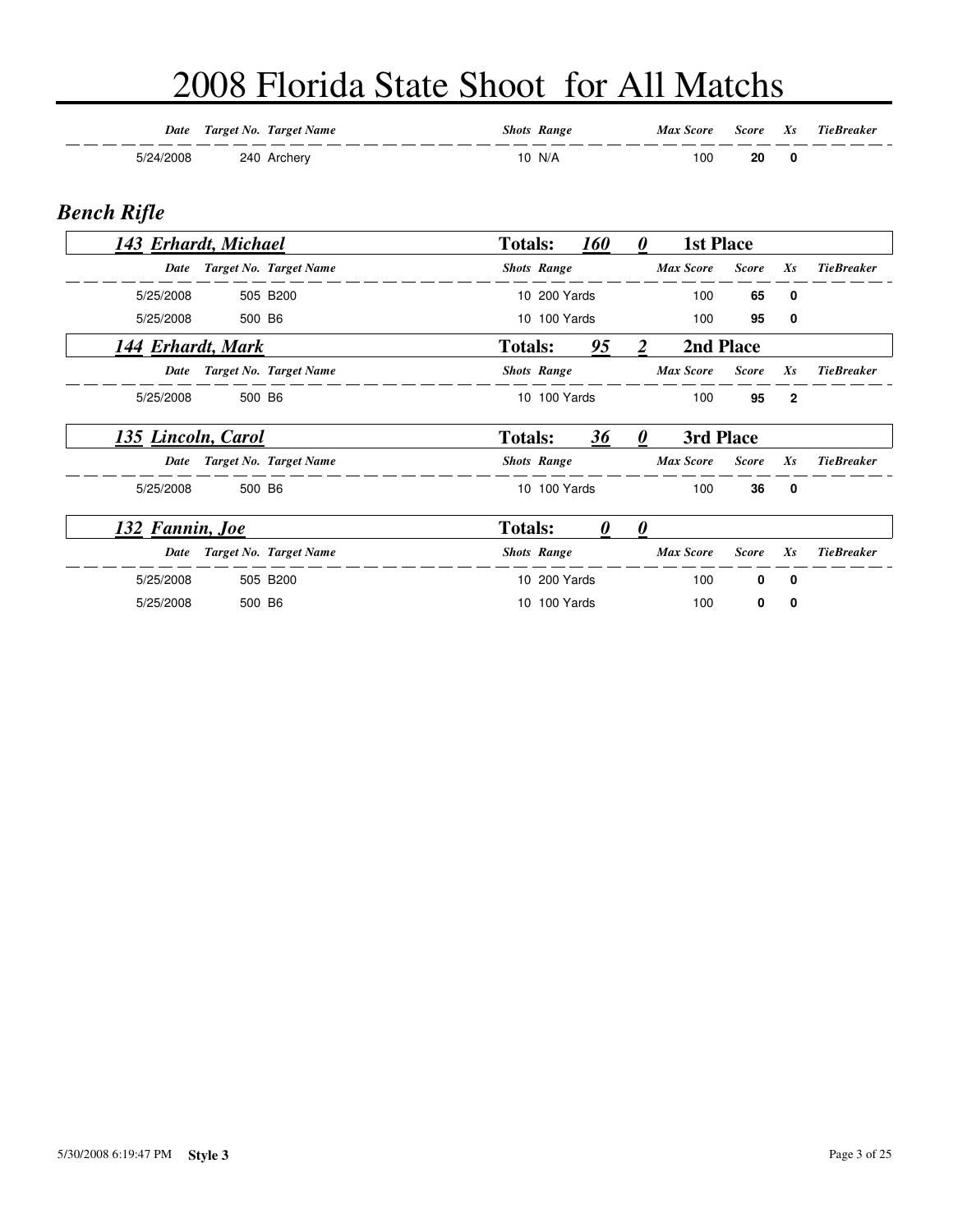# 2008 Florida State Shoot for All Matchs

| Date | Target No. | Target Name | Shots | Range | Max Score | Score | Xs | TieBreaker |
|---|---|---|---|---|---|---|---|---|
| 5/24/2008 | 240 | Archery | 10 | N/A | 100 | **20** | **0** | |

## *Bench Rifle*

### *143 Erhardt, Michael* — Totals: *160* *0* — 1st Place

| Date | Target No. | Target Name | Shots | Range | Max Score | Score | Xs | TieBreaker |
|---|---|---|---|---|---|---|---|---|
| 5/25/2008 | 505 | B200 | 10 | 200 Yards | 100 | **65** | **0** | |
| 5/25/2008 | 500 | B6 | 10 | 100 Yards | 100 | **95** | **0** | |

### *144 Erhardt, Mark* — Totals: *95* *2* — 2nd Place

| Date | Target No. | Target Name | Shots | Range | Max Score | Score | Xs | TieBreaker |
|---|---|---|---|---|---|---|---|---|
| 5/25/2008 | 500 | B6 | 10 | 100 Yards | 100 | **95** | **2** | |

### *135 Lincoln, Carol* — Totals: *36* *0* — 3rd Place

| Date | Target No. | Target Name | Shots | Range | Max Score | Score | Xs | TieBreaker |
|---|---|---|---|---|---|---|---|---|
| 5/25/2008 | 500 | B6 | 10 | 100 Yards | 100 | **36** | **0** | |

### *132 Fannin, Joe* — Totals: *0* *0*

| Date | Target No. | Target Name | Shots | Range | Max Score | Score | Xs | TieBreaker |
|---|---|---|---|---|---|---|---|---|
| 5/25/2008 | 505 | B200 | 10 | 200 Yards | 100 | **0** | **0** | |
| 5/25/2008 | 500 | B6 | 10 | 100 Yards | 100 | **0** | **0** | |

5/30/2008 6:19:47 PM **Style 3**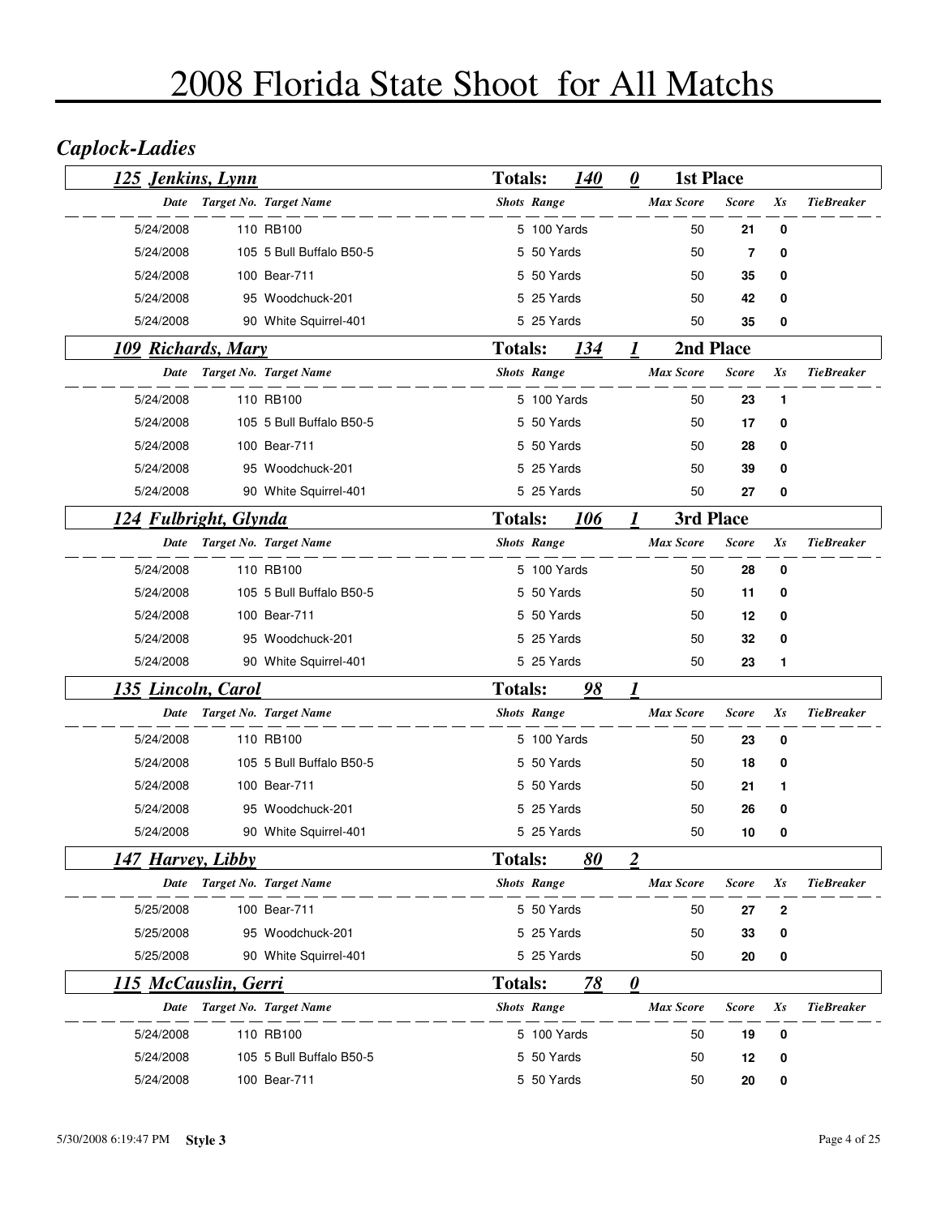# 2008 Florida State Shoot for All Matchs

## Caplock-Ladies

### 125 Jenkins, Lynn

**Totals: 140 — 0 — 1st Place**

| Date | Target No. | Target Name | Shots | Range | Max Score | Score | Xs | TieBreaker |
|---|---|---|---|---|---|---|---|---|
| 5/24/2008 | 110 | RB100 | 5 | 100 Yards | 50 | 21 | 0 | |
| 5/24/2008 | 105 | 5 Bull Buffalo B50-5 | 5 | 50 Yards | 50 | 7 | 0 | |
| 5/24/2008 | 100 | Bear-711 | 5 | 50 Yards | 50 | 35 | 0 | |
| 5/24/2008 | 95 | Woodchuck-201 | 5 | 25 Yards | 50 | 42 | 0 | |
| 5/24/2008 | 90 | White Squirrel-401 | 5 | 25 Yards | 50 | 35 | 0 | |

### 109 Richards, Mary

**Totals: 134 — 1 — 2nd Place**

| Date | Target No. | Target Name | Shots | Range | Max Score | Score | Xs | TieBreaker |
|---|---|---|---|---|---|---|---|---|
| 5/24/2008 | 110 | RB100 | 5 | 100 Yards | 50 | 23 | 1 | |
| 5/24/2008 | 105 | 5 Bull Buffalo B50-5 | 5 | 50 Yards | 50 | 17 | 0 | |
| 5/24/2008 | 100 | Bear-711 | 5 | 50 Yards | 50 | 28 | 0 | |
| 5/24/2008 | 95 | Woodchuck-201 | 5 | 25 Yards | 50 | 39 | 0 | |
| 5/24/2008 | 90 | White Squirrel-401 | 5 | 25 Yards | 50 | 27 | 0 | |

### 124 Fulbright, Glynda

**Totals: 106 — 1 — 3rd Place**

| Date | Target No. | Target Name | Shots | Range | Max Score | Score | Xs | TieBreaker |
|---|---|---|---|---|---|---|---|---|
| 5/24/2008 | 110 | RB100 | 5 | 100 Yards | 50 | 28 | 0 | |
| 5/24/2008 | 105 | 5 Bull Buffalo B50-5 | 5 | 50 Yards | 50 | 11 | 0 | |
| 5/24/2008 | 100 | Bear-711 | 5 | 50 Yards | 50 | 12 | 0 | |
| 5/24/2008 | 95 | Woodchuck-201 | 5 | 25 Yards | 50 | 32 | 0 | |
| 5/24/2008 | 90 | White Squirrel-401 | 5 | 25 Yards | 50 | 23 | 1 | |

### 135 Lincoln, Carol

**Totals: 98 — 1**

| Date | Target No. | Target Name | Shots | Range | Max Score | Score | Xs | TieBreaker |
|---|---|---|---|---|---|---|---|---|
| 5/24/2008 | 110 | RB100 | 5 | 100 Yards | 50 | 23 | 0 | |
| 5/24/2008 | 105 | 5 Bull Buffalo B50-5 | 5 | 50 Yards | 50 | 18 | 0 | |
| 5/24/2008 | 100 | Bear-711 | 5 | 50 Yards | 50 | 21 | 1 | |
| 5/24/2008 | 95 | Woodchuck-201 | 5 | 25 Yards | 50 | 26 | 0 | |
| 5/24/2008 | 90 | White Squirrel-401 | 5 | 25 Yards | 50 | 10 | 0 | |

### 147 Harvey, Libby

**Totals: 80 — 2**

| Date | Target No. | Target Name | Shots | Range | Max Score | Score | Xs | TieBreaker |
|---|---|---|---|---|---|---|---|---|
| 5/25/2008 | 100 | Bear-711 | 5 | 50 Yards | 50 | 27 | 2 | |
| 5/25/2008 | 95 | Woodchuck-201 | 5 | 25 Yards | 50 | 33 | 0 | |
| 5/25/2008 | 90 | White Squirrel-401 | 5 | 25 Yards | 50 | 20 | 0 | |

### 115 McCauslin, Gerri

**Totals: 78 — 0**

| Date | Target No. | Target Name | Shots | Range | Max Score | Score | Xs | TieBreaker |
|---|---|---|---|---|---|---|---|---|
| 5/24/2008 | 110 | RB100 | 5 | 100 Yards | 50 | 19 | 0 | |
| 5/24/2008 | 105 | 5 Bull Buffalo B50-5 | 5 | 50 Yards | 50 | 12 | 0 | |
| 5/24/2008 | 100 | Bear-711 | 5 | 50 Yards | 50 | 20 | 0 | |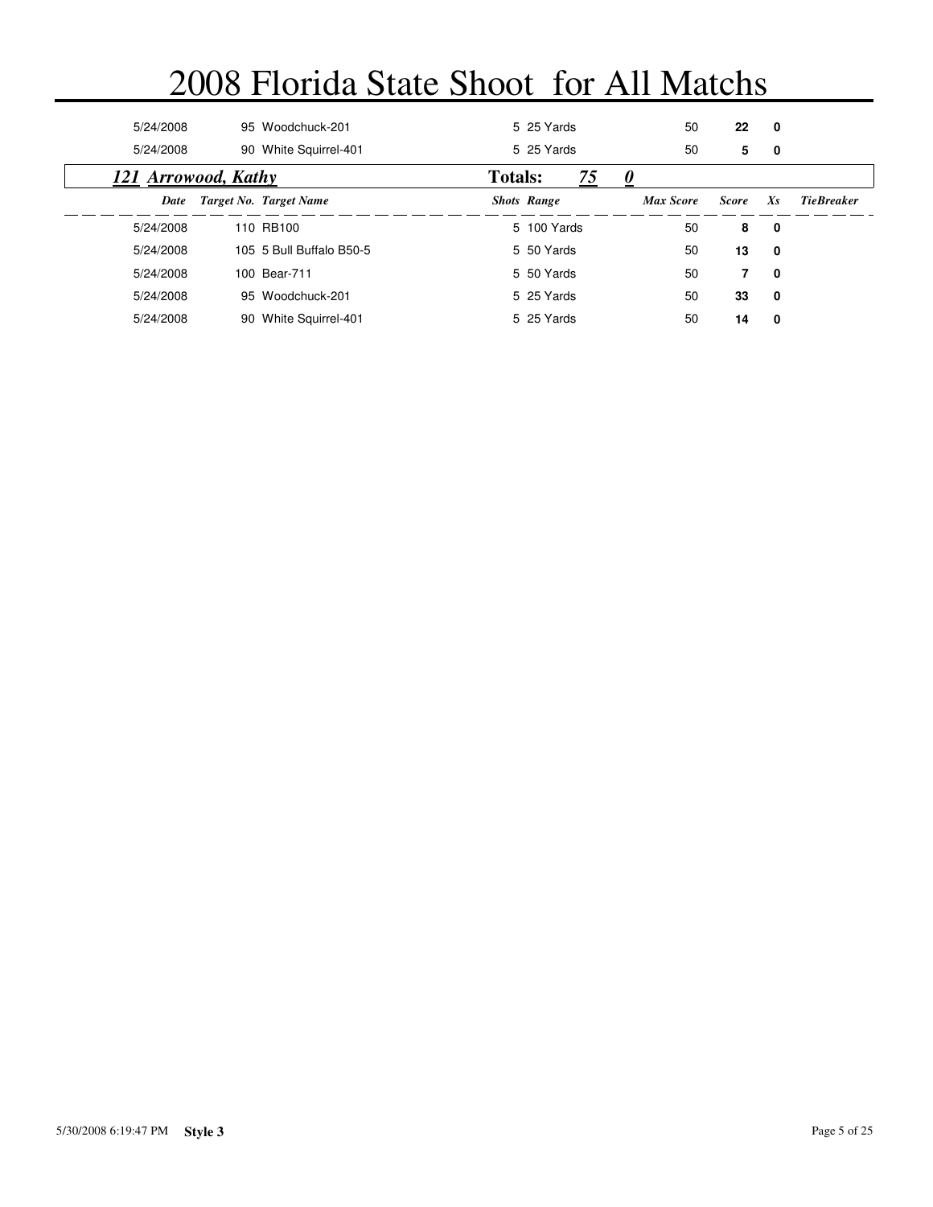# 2008 Florida State Shoot for All Matchs

| Date | Target No. | Target Name | Shots | Range | Max Score | Score | Xs | TieBreaker |
|---|---|---|---|---|---|---|---|---|
| 5/24/2008 | 95 | Woodchuck-201 | 5 | 25 Yards | 50 | **22** | **0** | |
| 5/24/2008 | 90 | White Squirrel-401 | 5 | 25 Yards | 50 | **5** | **0** | |

***121 Arrowood, Kathy*** **Totals:** ***75*** ***0***

| *Date* | *Target No.* | *Target Name* | *Shots* | *Range* | *Max Score* | *Score* | *Xs* | *TieBreaker* |
|---|---|---|---|---|---|---|---|---|
| 5/24/2008 | 110 | RB100 | 5 | 100 Yards | 50 | **8** | **0** | |
| 5/24/2008 | 105 | 5 Bull Buffalo B50-5 | 5 | 50 Yards | 50 | **13** | **0** | |
| 5/24/2008 | 100 | Bear-711 | 5 | 50 Yards | 50 | **7** | **0** | |
| 5/24/2008 | 95 | Woodchuck-201 | 5 | 25 Yards | 50 | **33** | **0** | |
| 5/24/2008 | 90 | White Squirrel-401 | 5 | 25 Yards | 50 | **14** | **0** | |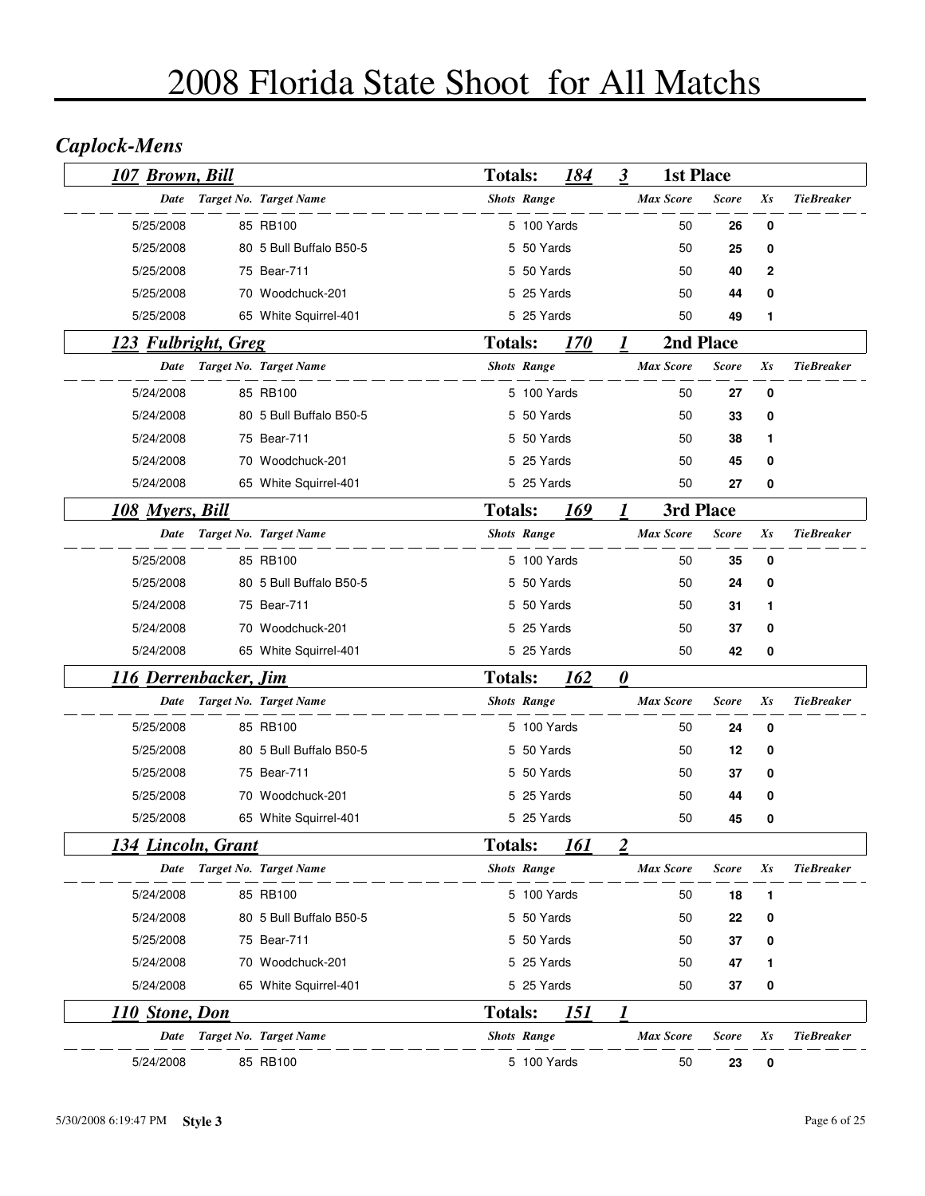# 2008 Florida State Shoot for All Matchs

## Caplock-Mens

### 107 Brown, Bill — Totals: 184 — 3 — 1st Place

| Date | Target No. | Target Name | Shots | Range | Max Score | Score | Xs | TieBreaker |
|---|---|---|---|---|---|---|---|---|
| 5/25/2008 | 85 | RB100 | 5 | 100 Yards | 50 | 26 | 0 | |
| 5/25/2008 | 80 | 5 Bull Buffalo B50-5 | 5 | 50 Yards | 50 | 25 | 0 | |
| 5/25/2008 | 75 | Bear-711 | 5 | 50 Yards | 50 | 40 | 2 | |
| 5/25/2008 | 70 | Woodchuck-201 | 5 | 25 Yards | 50 | 44 | 0 | |
| 5/25/2008 | 65 | White Squirrel-401 | 5 | 25 Yards | 50 | 49 | 1 | |

### 123 Fulbright, Greg — Totals: 170 — 1 — 2nd Place

| Date | Target No. | Target Name | Shots | Range | Max Score | Score | Xs | TieBreaker |
|---|---|---|---|---|---|---|---|---|
| 5/24/2008 | 85 | RB100 | 5 | 100 Yards | 50 | 27 | 0 | |
| 5/24/2008 | 80 | 5 Bull Buffalo B50-5 | 5 | 50 Yards | 50 | 33 | 0 | |
| 5/24/2008 | 75 | Bear-711 | 5 | 50 Yards | 50 | 38 | 1 | |
| 5/24/2008 | 70 | Woodchuck-201 | 5 | 25 Yards | 50 | 45 | 0 | |
| 5/24/2008 | 65 | White Squirrel-401 | 5 | 25 Yards | 50 | 27 | 0 | |

### 108 Myers, Bill — Totals: 169 — 1 — 3rd Place

| Date | Target No. | Target Name | Shots | Range | Max Score | Score | Xs | TieBreaker |
|---|---|---|---|---|---|---|---|---|
| 5/25/2008 | 85 | RB100 | 5 | 100 Yards | 50 | 35 | 0 | |
| 5/25/2008 | 80 | 5 Bull Buffalo B50-5 | 5 | 50 Yards | 50 | 24 | 0 | |
| 5/24/2008 | 75 | Bear-711 | 5 | 50 Yards | 50 | 31 | 1 | |
| 5/24/2008 | 70 | Woodchuck-201 | 5 | 25 Yards | 50 | 37 | 0 | |
| 5/24/2008 | 65 | White Squirrel-401 | 5 | 25 Yards | 50 | 42 | 0 | |

### 116 Derrenbacker, Jim — Totals: 162 — 0

| Date | Target No. | Target Name | Shots | Range | Max Score | Score | Xs | TieBreaker |
|---|---|---|---|---|---|---|---|---|
| 5/25/2008 | 85 | RB100 | 5 | 100 Yards | 50 | 24 | 0 | |
| 5/25/2008 | 80 | 5 Bull Buffalo B50-5 | 5 | 50 Yards | 50 | 12 | 0 | |
| 5/25/2008 | 75 | Bear-711 | 5 | 50 Yards | 50 | 37 | 0 | |
| 5/25/2008 | 70 | Woodchuck-201 | 5 | 25 Yards | 50 | 44 | 0 | |
| 5/25/2008 | 65 | White Squirrel-401 | 5 | 25 Yards | 50 | 45 | 0 | |

### 134 Lincoln, Grant — Totals: 161 — 2

| Date | Target No. | Target Name | Shots | Range | Max Score | Score | Xs | TieBreaker |
|---|---|---|---|---|---|---|---|---|
| 5/24/2008 | 85 | RB100 | 5 | 100 Yards | 50 | 18 | 1 | |
| 5/24/2008 | 80 | 5 Bull Buffalo B50-5 | 5 | 50 Yards | 50 | 22 | 0 | |
| 5/25/2008 | 75 | Bear-711 | 5 | 50 Yards | 50 | 37 | 0 | |
| 5/24/2008 | 70 | Woodchuck-201 | 5 | 25 Yards | 50 | 47 | 1 | |
| 5/24/2008 | 65 | White Squirrel-401 | 5 | 25 Yards | 50 | 37 | 0 | |

### 110 Stone, Don — Totals: 151 — 1

| Date | Target No. | Target Name | Shots | Range | Max Score | Score | Xs | TieBreaker |
|---|---|---|---|---|---|---|---|---|
| 5/24/2008 | 85 | RB100 | 5 | 100 Yards | 50 | 23 | 0 | |

5/30/2008 6:19:47 PM **Style 3**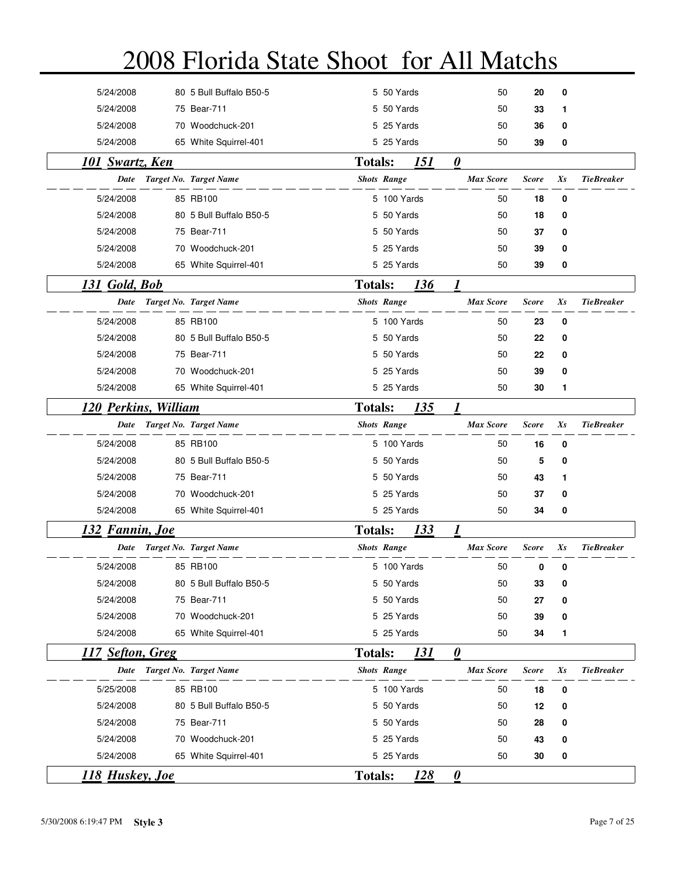# 2008 Florida State Shoot for All Matchs

| Date | Target No. | Target Name | Shots | Range | Max Score | Score | Xs | TieBreaker |
|---|---|---|---|---|---|---|---|---|
| 5/24/2008 | 80 | 5 Bull Buffalo B50-5 | 5 | 50 Yards | 50 | **20** | **0** | |
| 5/24/2008 | 75 | Bear-711 | 5 | 50 Yards | 50 | **33** | **1** | |
| 5/24/2008 | 70 | Woodchuck-201 | 5 | 25 Yards | 50 | **36** | **0** | |
| 5/24/2008 | 65 | White Squirrel-401 | 5 | 25 Yards | 50 | **39** | **0** | |

## 101 Swartz, Ken — Totals: 151 0

| Date | Target No. | Target Name | Shots | Range | Max Score | Score | Xs | TieBreaker |
|---|---|---|---|---|---|---|---|---|
| 5/24/2008 | 85 | RB100 | 5 | 100 Yards | 50 | **18** | **0** | |
| 5/24/2008 | 80 | 5 Bull Buffalo B50-5 | 5 | 50 Yards | 50 | **18** | **0** | |
| 5/24/2008 | 75 | Bear-711 | 5 | 50 Yards | 50 | **37** | **0** | |
| 5/24/2008 | 70 | Woodchuck-201 | 5 | 25 Yards | 50 | **39** | **0** | |
| 5/24/2008 | 65 | White Squirrel-401 | 5 | 25 Yards | 50 | **39** | **0** | |

## 131 Gold, Bob — Totals: 136 1

| Date | Target No. | Target Name | Shots | Range | Max Score | Score | Xs | TieBreaker |
|---|---|---|---|---|---|---|---|---|
| 5/24/2008 | 85 | RB100 | 5 | 100 Yards | 50 | **23** | **0** | |
| 5/24/2008 | 80 | 5 Bull Buffalo B50-5 | 5 | 50 Yards | 50 | **22** | **0** | |
| 5/24/2008 | 75 | Bear-711 | 5 | 50 Yards | 50 | **22** | **0** | |
| 5/24/2008 | 70 | Woodchuck-201 | 5 | 25 Yards | 50 | **39** | **0** | |
| 5/24/2008 | 65 | White Squirrel-401 | 5 | 25 Yards | 50 | **30** | **1** | |

## 120 Perkins, William — Totals: 135 1

| Date | Target No. | Target Name | Shots | Range | Max Score | Score | Xs | TieBreaker |
|---|---|---|---|---|---|---|---|---|
| 5/24/2008 | 85 | RB100 | 5 | 100 Yards | 50 | **16** | **0** | |
| 5/24/2008 | 80 | 5 Bull Buffalo B50-5 | 5 | 50 Yards | 50 | **5** | **0** | |
| 5/24/2008 | 75 | Bear-711 | 5 | 50 Yards | 50 | **43** | **1** | |
| 5/24/2008 | 70 | Woodchuck-201 | 5 | 25 Yards | 50 | **37** | **0** | |
| 5/24/2008 | 65 | White Squirrel-401 | 5 | 25 Yards | 50 | **34** | **0** | |

## 132 Fannin, Joe — Totals: 133 1

| Date | Target No. | Target Name | Shots | Range | Max Score | Score | Xs | TieBreaker |
|---|---|---|---|---|---|---|---|---|
| 5/24/2008 | 85 | RB100 | 5 | 100 Yards | 50 | **0** | **0** | |
| 5/24/2008 | 80 | 5 Bull Buffalo B50-5 | 5 | 50 Yards | 50 | **33** | **0** | |
| 5/24/2008 | 75 | Bear-711 | 5 | 50 Yards | 50 | **27** | **0** | |
| 5/24/2008 | 70 | Woodchuck-201 | 5 | 25 Yards | 50 | **39** | **0** | |
| 5/24/2008 | 65 | White Squirrel-401 | 5 | 25 Yards | 50 | **34** | **1** | |

## 117 Sefton, Greg — Totals: 131 0

| Date | Target No. | Target Name | Shots | Range | Max Score | Score | Xs | TieBreaker |
|---|---|---|---|---|---|---|---|---|
| 5/25/2008 | 85 | RB100 | 5 | 100 Yards | 50 | **18** | **0** | |
| 5/24/2008 | 80 | 5 Bull Buffalo B50-5 | 5 | 50 Yards | 50 | **12** | **0** | |
| 5/24/2008 | 75 | Bear-711 | 5 | 50 Yards | 50 | **28** | **0** | |
| 5/24/2008 | 70 | Woodchuck-201 | 5 | 25 Yards | 50 | **43** | **0** | |
| 5/24/2008 | 65 | White Squirrel-401 | 5 | 25 Yards | 50 | **30** | **0** | |

## 118 Huskey, Joe — Totals: 128 0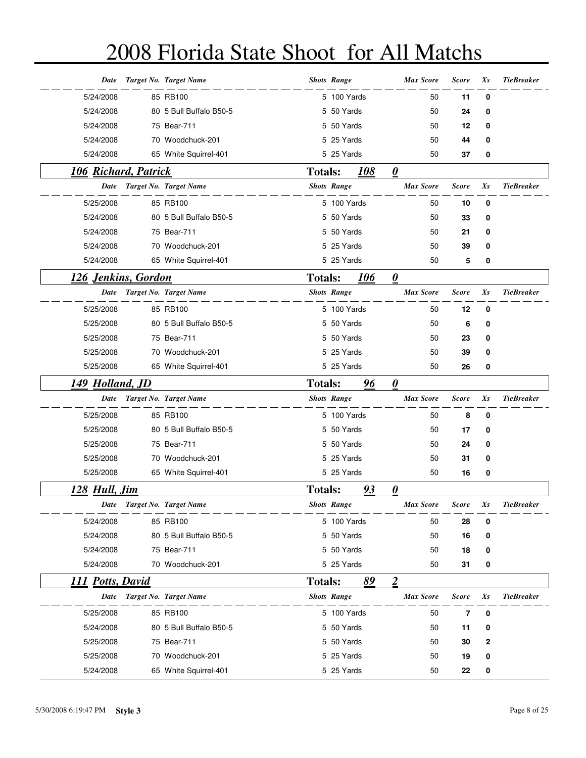# 2008 Florida State Shoot for All Matchs

| Date | Target No. | Target Name | Shots | Range | Max Score | Score | Xs | TieBreaker |
|---|---|---|---|---|---|---|---|---|
| 5/24/2008 | 85 | RB100 | 5 | 100 Yards | 50 | **11** | **0** | |
| 5/24/2008 | 80 | 5 Bull Buffalo B50-5 | 5 | 50 Yards | 50 | **24** | **0** | |
| 5/24/2008 | 75 | Bear-711 | 5 | 50 Yards | 50 | **12** | **0** | |
| 5/24/2008 | 70 | Woodchuck-201 | 5 | 25 Yards | 50 | **44** | **0** | |
| 5/24/2008 | 65 | White Squirrel-401 | 5 | 25 Yards | 50 | **37** | **0** | |

## *106 Richard, Patrick* — Totals: *108* *0*

| Date | Target No. | Target Name | Shots | Range | Max Score | Score | Xs | TieBreaker |
|---|---|---|---|---|---|---|---|---|
| 5/25/2008 | 85 | RB100 | 5 | 100 Yards | 50 | **10** | **0** | |
| 5/24/2008 | 80 | 5 Bull Buffalo B50-5 | 5 | 50 Yards | 50 | **33** | **0** | |
| 5/24/2008 | 75 | Bear-711 | 5 | 50 Yards | 50 | **21** | **0** | |
| 5/24/2008 | 70 | Woodchuck-201 | 5 | 25 Yards | 50 | **39** | **0** | |
| 5/24/2008 | 65 | White Squirrel-401 | 5 | 25 Yards | 50 | **5** | **0** | |

## *126 Jenkins, Gordon* — Totals: *106* *0*

| Date | Target No. | Target Name | Shots | Range | Max Score | Score | Xs | TieBreaker |
|---|---|---|---|---|---|---|---|---|
| 5/25/2008 | 85 | RB100 | 5 | 100 Yards | 50 | **12** | **0** | |
| 5/25/2008 | 80 | 5 Bull Buffalo B50-5 | 5 | 50 Yards | 50 | **6** | **0** | |
| 5/25/2008 | 75 | Bear-711 | 5 | 50 Yards | 50 | **23** | **0** | |
| 5/25/2008 | 70 | Woodchuck-201 | 5 | 25 Yards | 50 | **39** | **0** | |
| 5/25/2008 | 65 | White Squirrel-401 | 5 | 25 Yards | 50 | **26** | **0** | |

## *149 Holland, JD* — Totals: *96* *0*

| Date | Target No. | Target Name | Shots | Range | Max Score | Score | Xs | TieBreaker |
|---|---|---|---|---|---|---|---|---|
| 5/25/2008 | 85 | RB100 | 5 | 100 Yards | 50 | **8** | **0** | |
| 5/25/2008 | 80 | 5 Bull Buffalo B50-5 | 5 | 50 Yards | 50 | **17** | **0** | |
| 5/25/2008 | 75 | Bear-711 | 5 | 50 Yards | 50 | **24** | **0** | |
| 5/25/2008 | 70 | Woodchuck-201 | 5 | 25 Yards | 50 | **31** | **0** | |
| 5/25/2008 | 65 | White Squirrel-401 | 5 | 25 Yards | 50 | **16** | **0** | |

## *128 Hull, Jim* — Totals: *93* *0*

| Date | Target No. | Target Name | Shots | Range | Max Score | Score | Xs | TieBreaker |
|---|---|---|---|---|---|---|---|---|
| 5/24/2008 | 85 | RB100 | 5 | 100 Yards | 50 | **28** | **0** | |
| 5/24/2008 | 80 | 5 Bull Buffalo B50-5 | 5 | 50 Yards | 50 | **16** | **0** | |
| 5/24/2008 | 75 | Bear-711 | 5 | 50 Yards | 50 | **18** | **0** | |
| 5/24/2008 | 70 | Woodchuck-201 | 5 | 25 Yards | 50 | **31** | **0** | |

## *111 Potts, David* — Totals: *89* *2*

| Date | Target No. | Target Name | Shots | Range | Max Score | Score | Xs | TieBreaker |
|---|---|---|---|---|---|---|---|---|
| 5/25/2008 | 85 | RB100 | 5 | 100 Yards | 50 | **7** | **0** | |
| 5/24/2008 | 80 | 5 Bull Buffalo B50-5 | 5 | 50 Yards | 50 | **11** | **0** | |
| 5/25/2008 | 75 | Bear-711 | 5 | 50 Yards | 50 | **30** | **2** | |
| 5/25/2008 | 70 | Woodchuck-201 | 5 | 25 Yards | 50 | **19** | **0** | |
| 5/24/2008 | 65 | White Squirrel-401 | 5 | 25 Yards | 50 | **22** | **0** | |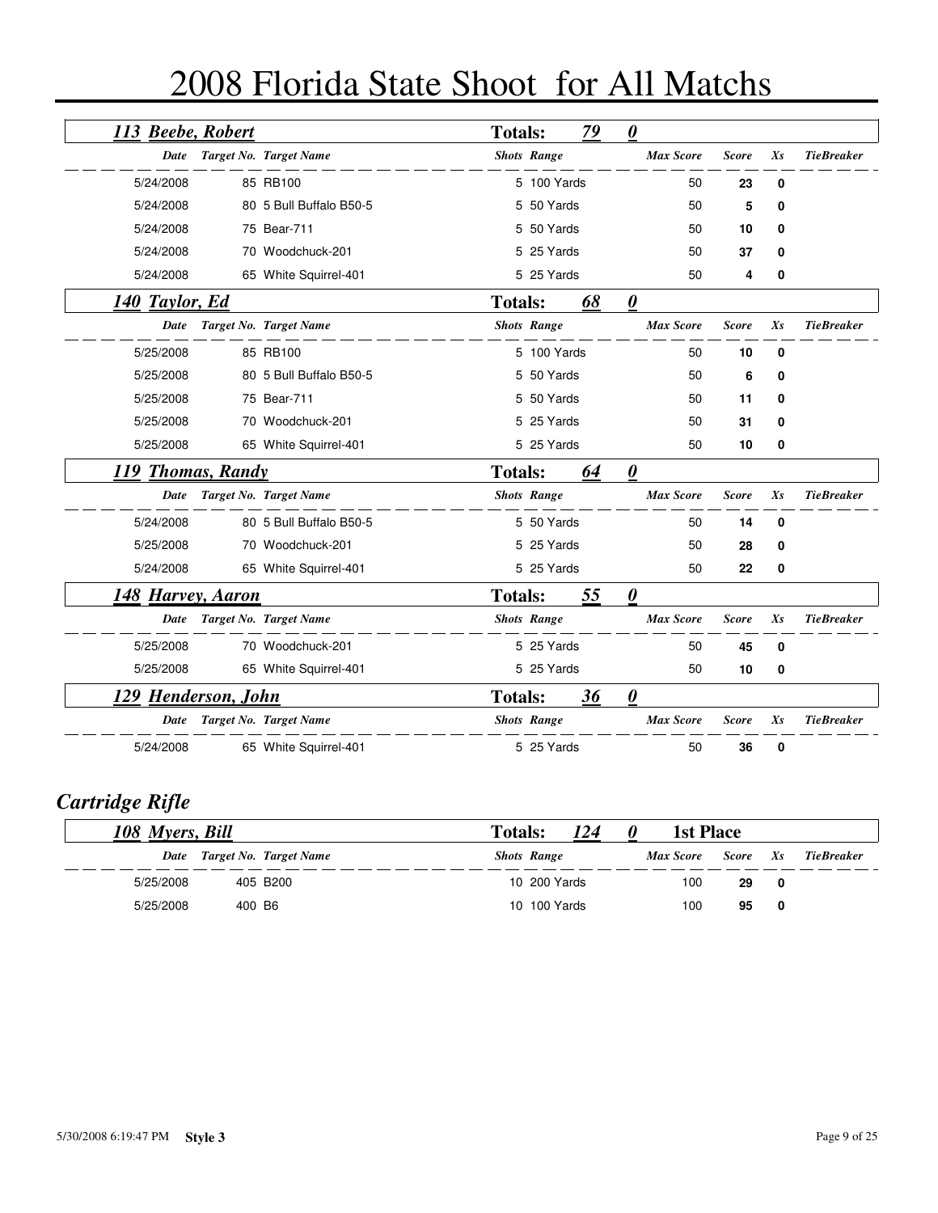# 2008 Florida State Shoot for All Matchs

### 113 Beebe, Robert — Totals: 79 — 0

| Date | Target No. | Target Name | Shots | Range | Max Score | Score | Xs | TieBreaker |
|---|---|---|---|---|---|---|---|---|
| 5/24/2008 | 85 | RB100 | 5 | 100 Yards | 50 | **23** | **0** | |
| 5/24/2008 | 80 | 5 Bull Buffalo B50-5 | 5 | 50 Yards | 50 | **5** | **0** | |
| 5/24/2008 | 75 | Bear-711 | 5 | 50 Yards | 50 | **10** | **0** | |
| 5/24/2008 | 70 | Woodchuck-201 | 5 | 25 Yards | 50 | **37** | **0** | |
| 5/24/2008 | 65 | White Squirrel-401 | 5 | 25 Yards | 50 | **4** | **0** | |

### 140 Taylor, Ed — Totals: 68 — 0

| Date | Target No. | Target Name | Shots | Range | Max Score | Score | Xs | TieBreaker |
|---|---|---|---|---|---|---|---|---|
| 5/25/2008 | 85 | RB100 | 5 | 100 Yards | 50 | **10** | **0** | |
| 5/25/2008 | 80 | 5 Bull Buffalo B50-5 | 5 | 50 Yards | 50 | **6** | **0** | |
| 5/25/2008 | 75 | Bear-711 | 5 | 50 Yards | 50 | **11** | **0** | |
| 5/25/2008 | 70 | Woodchuck-201 | 5 | 25 Yards | 50 | **31** | **0** | |
| 5/25/2008 | 65 | White Squirrel-401 | 5 | 25 Yards | 50 | **10** | **0** | |

### 119 Thomas, Randy — Totals: 64 — 0

| Date | Target No. | Target Name | Shots | Range | Max Score | Score | Xs | TieBreaker |
|---|---|---|---|---|---|---|---|---|
| 5/24/2008 | 80 | 5 Bull Buffalo B50-5 | 5 | 50 Yards | 50 | **14** | **0** | |
| 5/25/2008 | 70 | Woodchuck-201 | 5 | 25 Yards | 50 | **28** | **0** | |
| 5/24/2008 | 65 | White Squirrel-401 | 5 | 25 Yards | 50 | **22** | **0** | |

### 148 Harvey, Aaron — Totals: 55 — 0

| Date | Target No. | Target Name | Shots | Range | Max Score | Score | Xs | TieBreaker |
|---|---|---|---|---|---|---|---|---|
| 5/25/2008 | 70 | Woodchuck-201 | 5 | 25 Yards | 50 | **45** | **0** | |
| 5/25/2008 | 65 | White Squirrel-401 | 5 | 25 Yards | 50 | **10** | **0** | |

### 129 Henderson, John — Totals: 36 — 0

| Date | Target No. | Target Name | Shots | Range | Max Score | Score | Xs | TieBreaker |
|---|---|---|---|---|---|---|---|---|
| 5/24/2008 | 65 | White Squirrel-401 | 5 | 25 Yards | 50 | **36** | **0** | |

## Cartridge Rifle

### 108 Myers, Bill — Totals: 124 — 0 — 1st Place

| Date | Target No. | Target Name | Shots | Range | Max Score | Score | Xs | TieBreaker |
|---|---|---|---|---|---|---|---|---|
| 5/25/2008 | 405 | B200 | 10 | 200 Yards | 100 | **29** | **0** | |
| 5/25/2008 | 400 | B6 | 10 | 100 Yards | 100 | **95** | **0** | |

5/30/2008 6:19:47 PM **Style 3**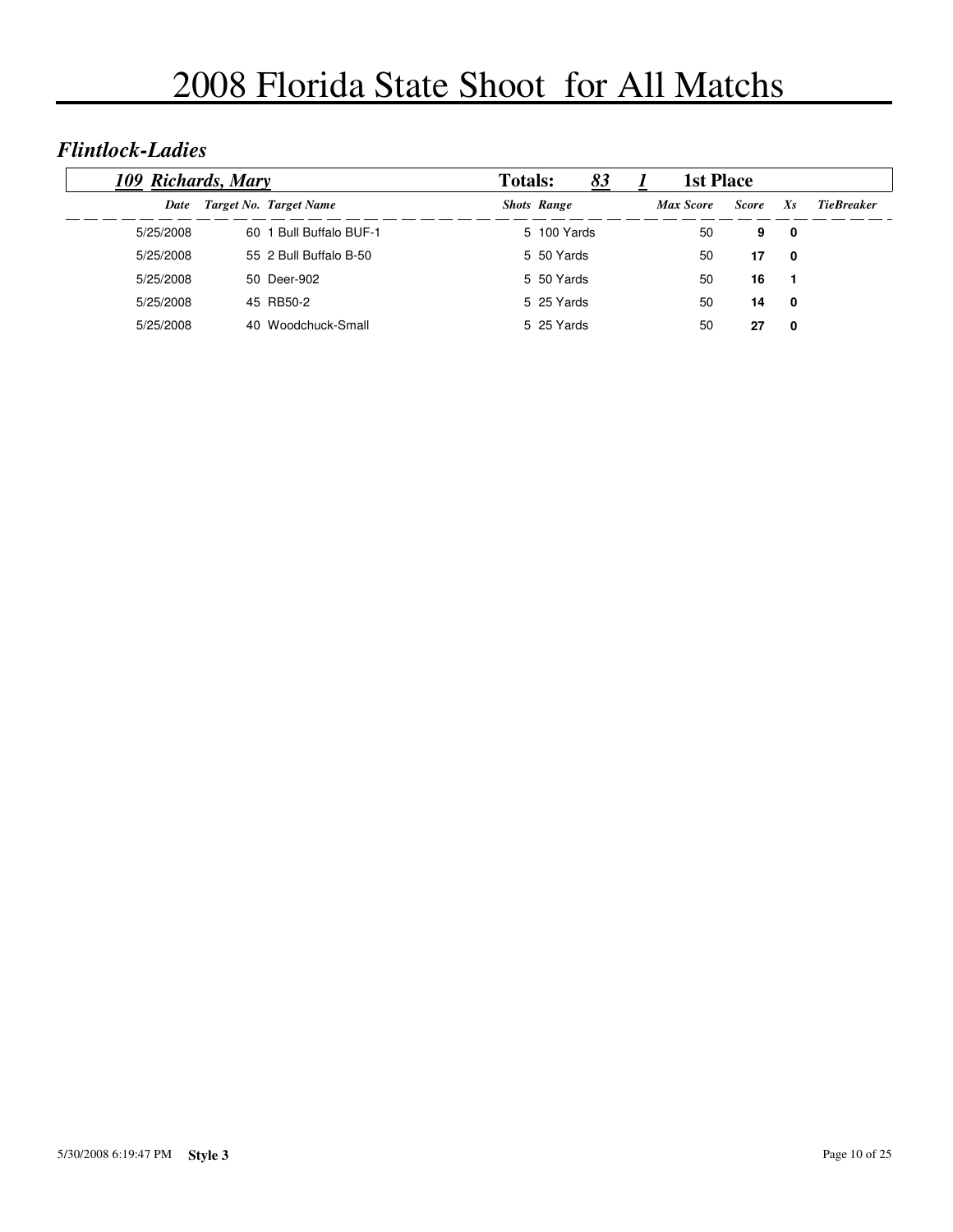# 2008 Florida State Shoot for All Matchs

## *Flintlock-Ladies*

**109 Richards, Mary** — **Totals:** 83 — 1 — **1st Place**

| Date | Target No. | Target Name | Shots | Range | Max Score | Score | Xs | TieBreaker |
|---|---|---|---|---|---|---|---|---|
| 5/25/2008 | 60 | 1 Bull Buffalo BUF-1 | 5 | 100 Yards | 50 | **9** | **0** | |
| 5/25/2008 | 55 | 2 Bull Buffalo B-50 | 5 | 50 Yards | 50 | **17** | **0** | |
| 5/25/2008 | 50 | Deer-902 | 5 | 50 Yards | 50 | **16** | **1** | |
| 5/25/2008 | 45 | RB50-2 | 5 | 25 Yards | 50 | **14** | **0** | |
| 5/25/2008 | 40 | Woodchuck-Small | 5 | 25 Yards | 50 | **27** | **0** | |

5/30/2008 6:19:47 PM **Style 3**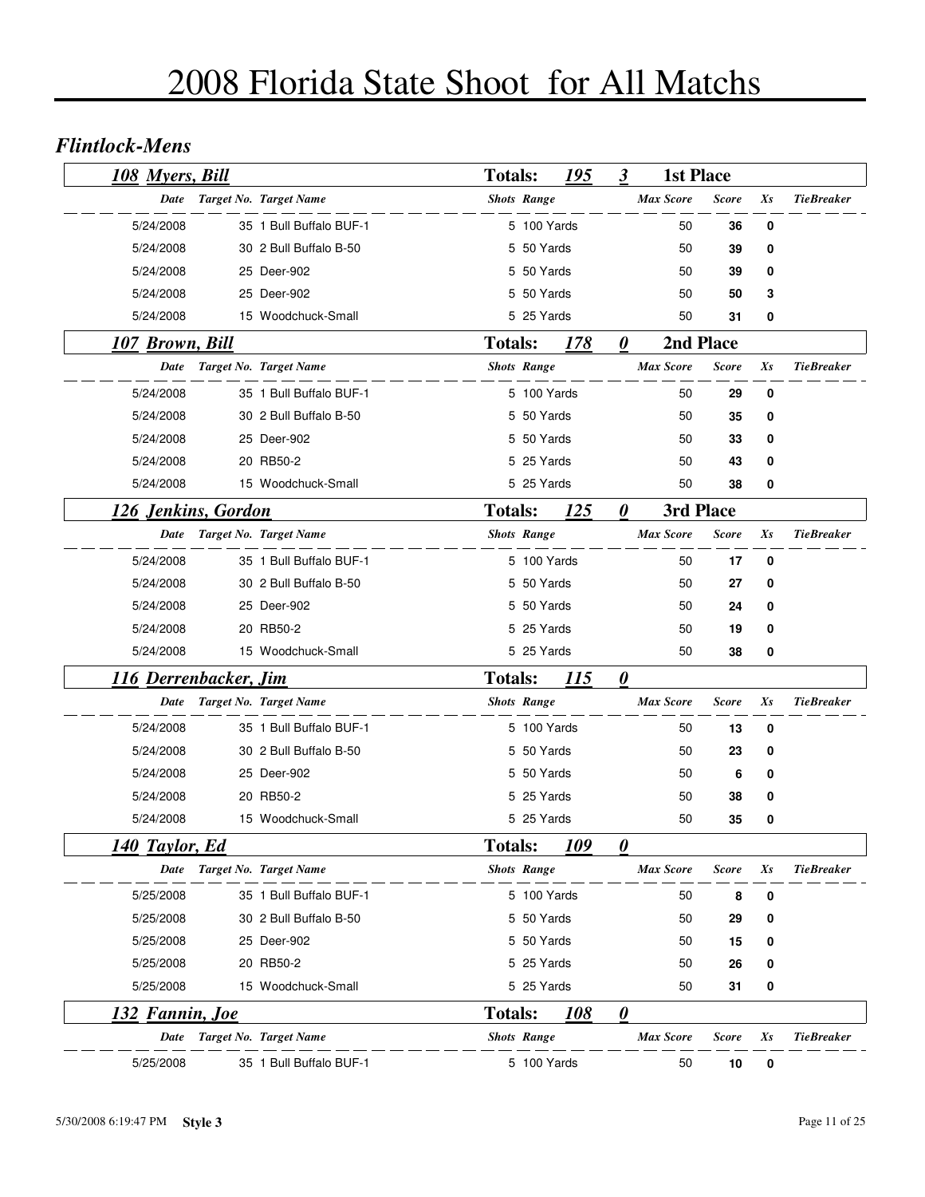# 2008 Florida State Shoot for All Matchs

## *Flintlock-Mens*

### *108 Myers, Bill* — Totals: 195 — 3 — 1st Place

| Date | Target No. | Target Name | Shots | Range | Max Score | Score | Xs | TieBreaker |
|---|---|---|---|---|---|---|---|---|
| 5/24/2008 | 35 | 1 Bull Buffalo BUF-1 | 5 | 100 Yards | 50 | **36** | **0** | |
| 5/24/2008 | 30 | 2 Bull Buffalo B-50 | 5 | 50 Yards | 50 | **39** | **0** | |
| 5/24/2008 | 25 | Deer-902 | 5 | 50 Yards | 50 | **39** | **0** | |
| 5/24/2008 | 25 | Deer-902 | 5 | 50 Yards | 50 | **50** | **3** | |
| 5/24/2008 | 15 | Woodchuck-Small | 5 | 25 Yards | 50 | **31** | **0** | |

### *107 Brown, Bill* — Totals: 178 — 0 — 2nd Place

| Date | Target No. | Target Name | Shots | Range | Max Score | Score | Xs | TieBreaker |
|---|---|---|---|---|---|---|---|---|
| 5/24/2008 | 35 | 1 Bull Buffalo BUF-1 | 5 | 100 Yards | 50 | **29** | **0** | |
| 5/24/2008 | 30 | 2 Bull Buffalo B-50 | 5 | 50 Yards | 50 | **35** | **0** | |
| 5/24/2008 | 25 | Deer-902 | 5 | 50 Yards | 50 | **33** | **0** | |
| 5/24/2008 | 20 | RB50-2 | 5 | 25 Yards | 50 | **43** | **0** | |
| 5/24/2008 | 15 | Woodchuck-Small | 5 | 25 Yards | 50 | **38** | **0** | |

### *126 Jenkins, Gordon* — Totals: 125 — 0 — 3rd Place

| Date | Target No. | Target Name | Shots | Range | Max Score | Score | Xs | TieBreaker |
|---|---|---|---|---|---|---|---|---|
| 5/24/2008 | 35 | 1 Bull Buffalo BUF-1 | 5 | 100 Yards | 50 | **17** | **0** | |
| 5/24/2008 | 30 | 2 Bull Buffalo B-50 | 5 | 50 Yards | 50 | **27** | **0** | |
| 5/24/2008 | 25 | Deer-902 | 5 | 50 Yards | 50 | **24** | **0** | |
| 5/24/2008 | 20 | RB50-2 | 5 | 25 Yards | 50 | **19** | **0** | |
| 5/24/2008 | 15 | Woodchuck-Small | 5 | 25 Yards | 50 | **38** | **0** | |

### *116 Derrenbacker, Jim* — Totals: 115 — 0

| Date | Target No. | Target Name | Shots | Range | Max Score | Score | Xs | TieBreaker |
|---|---|---|---|---|---|---|---|---|
| 5/24/2008 | 35 | 1 Bull Buffalo BUF-1 | 5 | 100 Yards | 50 | **13** | **0** | |
| 5/24/2008 | 30 | 2 Bull Buffalo B-50 | 5 | 50 Yards | 50 | **23** | **0** | |
| 5/24/2008 | 25 | Deer-902 | 5 | 50 Yards | 50 | **6** | **0** | |
| 5/24/2008 | 20 | RB50-2 | 5 | 25 Yards | 50 | **38** | **0** | |
| 5/24/2008 | 15 | Woodchuck-Small | 5 | 25 Yards | 50 | **35** | **0** | |

### *140 Taylor, Ed* — Totals: 109 — 0

| Date | Target No. | Target Name | Shots | Range | Max Score | Score | Xs | TieBreaker |
|---|---|---|---|---|---|---|---|---|
| 5/25/2008 | 35 | 1 Bull Buffalo BUF-1 | 5 | 100 Yards | 50 | **8** | **0** | |
| 5/25/2008 | 30 | 2 Bull Buffalo B-50 | 5 | 50 Yards | 50 | **29** | **0** | |
| 5/25/2008 | 25 | Deer-902 | 5 | 50 Yards | 50 | **15** | **0** | |
| 5/25/2008 | 20 | RB50-2 | 5 | 25 Yards | 50 | **26** | **0** | |
| 5/25/2008 | 15 | Woodchuck-Small | 5 | 25 Yards | 50 | **31** | **0** | |

### *132 Fannin, Joe* — Totals: 108 — 0

| Date | Target No. | Target Name | Shots | Range | Max Score | Score | Xs | TieBreaker |
|---|---|---|---|---|---|---|---|---|
| 5/25/2008 | 35 | 1 Bull Buffalo BUF-1 | 5 | 100 Yards | 50 | **10** | **0** | |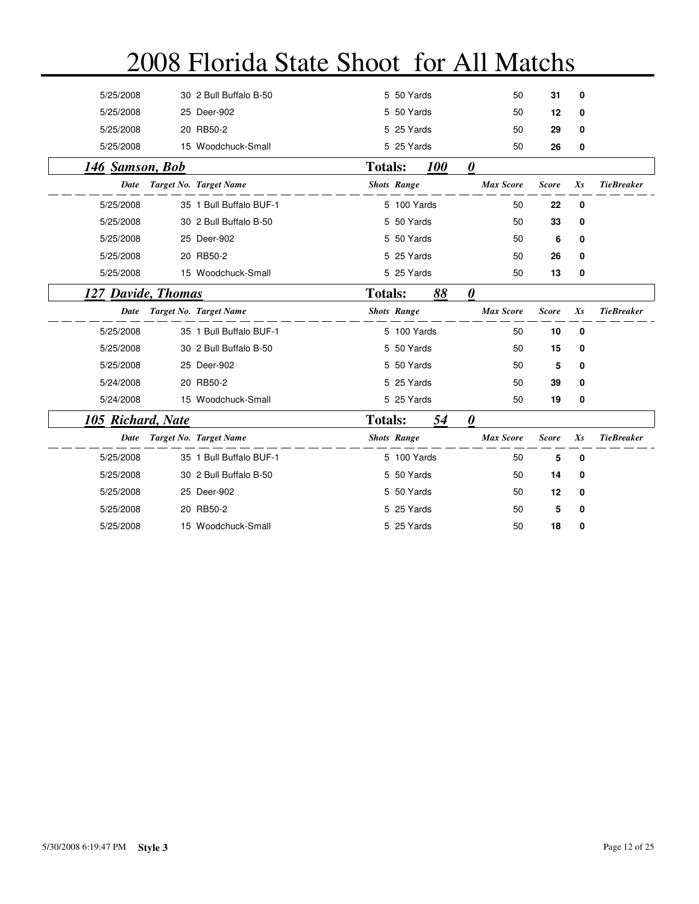# 2008 Florida State Shoot for All Matchs

| Date | Target No. | Target Name | Shots | Range | Max Score | Score | Xs | TieBreaker |
|---|---|---|---|---|---|---|---|---|
| 5/25/2008 | 30 | 2 Bull Buffalo B-50 | 5 | 50 Yards | 50 | **31** | **0** | |
| 5/25/2008 | 25 | Deer-902 | 5 | 50 Yards | 50 | **12** | **0** | |
| 5/25/2008 | 20 | RB50-2 | 5 | 25 Yards | 50 | **29** | **0** | |
| 5/25/2008 | 15 | Woodchuck-Small | 5 | 25 Yards | 50 | **26** | **0** | |

## *146 Samson, Bob* — Totals: *100* *0*

| Date | Target No. | Target Name | Shots | Range | Max Score | Score | Xs | TieBreaker |
|---|---|---|---|---|---|---|---|---|
| 5/25/2008 | 35 | 1 Bull Buffalo BUF-1 | 5 | 100 Yards | 50 | **22** | **0** | |
| 5/25/2008 | 30 | 2 Bull Buffalo B-50 | 5 | 50 Yards | 50 | **33** | **0** | |
| 5/25/2008 | 25 | Deer-902 | 5 | 50 Yards | 50 | **6** | **0** | |
| 5/25/2008 | 20 | RB50-2 | 5 | 25 Yards | 50 | **26** | **0** | |
| 5/25/2008 | 15 | Woodchuck-Small | 5 | 25 Yards | 50 | **13** | **0** | |

## *127 Davide, Thomas* — Totals: *88* *0*

| Date | Target No. | Target Name | Shots | Range | Max Score | Score | Xs | TieBreaker |
|---|---|---|---|---|---|---|---|---|
| 5/25/2008 | 35 | 1 Bull Buffalo BUF-1 | 5 | 100 Yards | 50 | **10** | **0** | |
| 5/25/2008 | 30 | 2 Bull Buffalo B-50 | 5 | 50 Yards | 50 | **15** | **0** | |
| 5/25/2008 | 25 | Deer-902 | 5 | 50 Yards | 50 | **5** | **0** | |
| 5/24/2008 | 20 | RB50-2 | 5 | 25 Yards | 50 | **39** | **0** | |
| 5/24/2008 | 15 | Woodchuck-Small | 5 | 25 Yards | 50 | **19** | **0** | |

## *105 Richard, Nate* — Totals: *54* *0*

| Date | Target No. | Target Name | Shots | Range | Max Score | Score | Xs | TieBreaker |
|---|---|---|---|---|---|---|---|---|
| 5/25/2008 | 35 | 1 Bull Buffalo BUF-1 | 5 | 100 Yards | 50 | **5** | **0** | |
| 5/25/2008 | 30 | 2 Bull Buffalo B-50 | 5 | 50 Yards | 50 | **14** | **0** | |
| 5/25/2008 | 25 | Deer-902 | 5 | 50 Yards | 50 | **12** | **0** | |
| 5/25/2008 | 20 | RB50-2 | 5 | 25 Yards | 50 | **5** | **0** | |
| 5/25/2008 | 15 | Woodchuck-Small | 5 | 25 Yards | 50 | **18** | **0** | |

5/30/2008 6:19:47 PM **Style 3**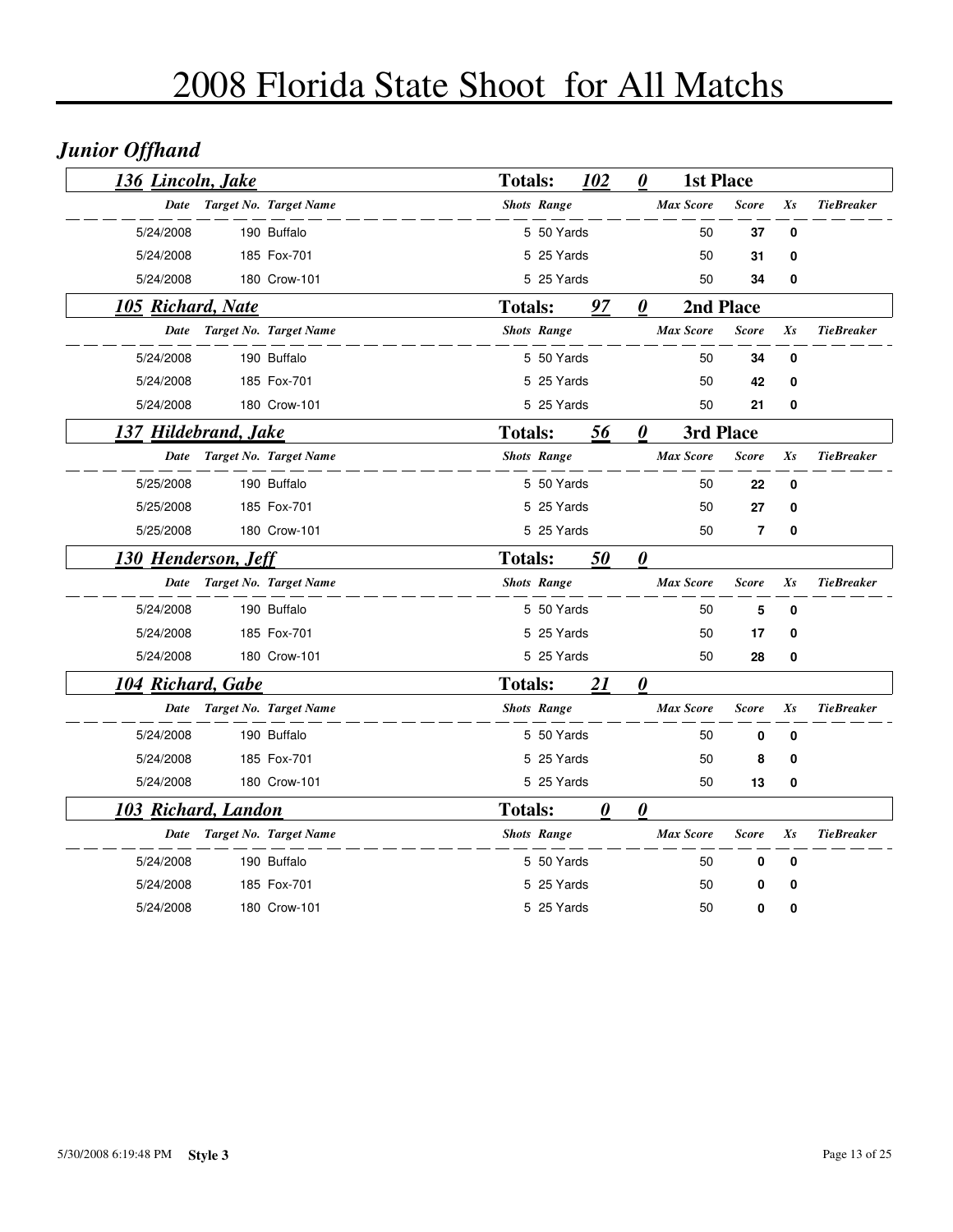# 2008 Florida State Shoot for All Matchs

## *Junior Offhand*

### *136 Lincoln, Jake* — Totals: *102* *0* — 1st Place

| Date | Target No. | Target Name | Shots | Range | Max Score | Score | Xs | TieBreaker |
|---|---|---|---|---|---|---|---|---|
| 5/24/2008 | 190 | Buffalo | 5 | 50 Yards | 50 | **37** | **0** | |
| 5/24/2008 | 185 | Fox-701 | 5 | 25 Yards | 50 | **31** | **0** | |
| 5/24/2008 | 180 | Crow-101 | 5 | 25 Yards | 50 | **34** | **0** | |

### *105 Richard, Nate* — Totals: *97* *0* — 2nd Place

| Date | Target No. | Target Name | Shots | Range | Max Score | Score | Xs | TieBreaker |
|---|---|---|---|---|---|---|---|---|
| 5/24/2008 | 190 | Buffalo | 5 | 50 Yards | 50 | **34** | **0** | |
| 5/24/2008 | 185 | Fox-701 | 5 | 25 Yards | 50 | **42** | **0** | |
| 5/24/2008 | 180 | Crow-101 | 5 | 25 Yards | 50 | **21** | **0** | |

### *137 Hildebrand, Jake* — Totals: *56* *0* — 3rd Place

| Date | Target No. | Target Name | Shots | Range | Max Score | Score | Xs | TieBreaker |
|---|---|---|---|---|---|---|---|---|
| 5/25/2008 | 190 | Buffalo | 5 | 50 Yards | 50 | **22** | **0** | |
| 5/25/2008 | 185 | Fox-701 | 5 | 25 Yards | 50 | **27** | **0** | |
| 5/25/2008 | 180 | Crow-101 | 5 | 25 Yards | 50 | **7** | **0** | |

### *130 Henderson, Jeff* — Totals: *50* *0*

| Date | Target No. | Target Name | Shots | Range | Max Score | Score | Xs | TieBreaker |
|---|---|---|---|---|---|---|---|---|
| 5/24/2008 | 190 | Buffalo | 5 | 50 Yards | 50 | **5** | **0** | |
| 5/24/2008 | 185 | Fox-701 | 5 | 25 Yards | 50 | **17** | **0** | |
| 5/24/2008 | 180 | Crow-101 | 5 | 25 Yards | 50 | **28** | **0** | |

### *104 Richard, Gabe* — Totals: *21* *0*

| Date | Target No. | Target Name | Shots | Range | Max Score | Score | Xs | TieBreaker |
|---|---|---|---|---|---|---|---|---|
| 5/24/2008 | 190 | Buffalo | 5 | 50 Yards | 50 | **0** | **0** | |
| 5/24/2008 | 185 | Fox-701 | 5 | 25 Yards | 50 | **8** | **0** | |
| 5/24/2008 | 180 | Crow-101 | 5 | 25 Yards | 50 | **13** | **0** | |

### *103 Richard, Landon* — Totals: *0* *0*

| Date | Target No. | Target Name | Shots | Range | Max Score | Score | Xs | TieBreaker |
|---|---|---|---|---|---|---|---|---|
| 5/24/2008 | 190 | Buffalo | 5 | 50 Yards | 50 | **0** | **0** | |
| 5/24/2008 | 185 | Fox-701 | 5 | 25 Yards | 50 | **0** | **0** | |
| 5/24/2008 | 180 | Crow-101 | 5 | 25 Yards | 50 | **0** | **0** | |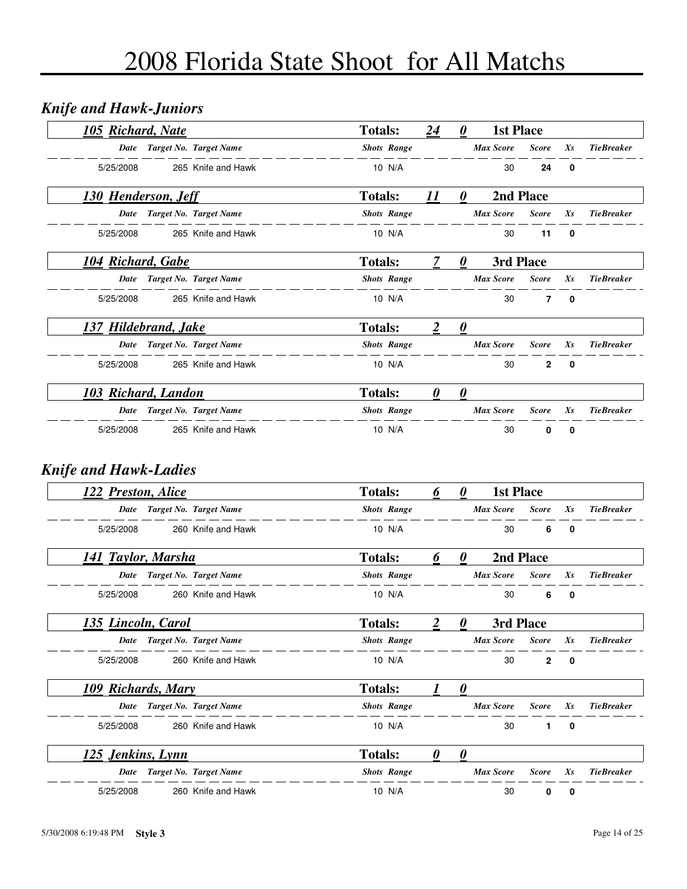# 2008 Florida State Shoot for All Matchs

## *Knife and Hawk-Juniors*

### *105 Richard, Nate* — Totals: 24 0 — 1st Place

| Date | Target No. | Target Name | Shots | Range | Max Score | Score | Xs | TieBreaker |
|---|---|---|---|---|---|---|---|---|
| 5/25/2008 | 265 | Knife and Hawk | 10 | N/A | 30 | **24** | **0** | |

### *130 Henderson, Jeff* — Totals: 11 0 — 2nd Place

| Date | Target No. | Target Name | Shots | Range | Max Score | Score | Xs | TieBreaker |
|---|---|---|---|---|---|---|---|---|
| 5/25/2008 | 265 | Knife and Hawk | 10 | N/A | 30 | **11** | **0** | |

### *104 Richard, Gabe* — Totals: 7 0 — 3rd Place

| Date | Target No. | Target Name | Shots | Range | Max Score | Score | Xs | TieBreaker |
|---|---|---|---|---|---|---|---|---|
| 5/25/2008 | 265 | Knife and Hawk | 10 | N/A | 30 | **7** | **0** | |

### *137 Hildebrand, Jake* — Totals: 2 0

| Date | Target No. | Target Name | Shots | Range | Max Score | Score | Xs | TieBreaker |
|---|---|---|---|---|---|---|---|---|
| 5/25/2008 | 265 | Knife and Hawk | 10 | N/A | 30 | **2** | **0** | |

### *103 Richard, Landon* — Totals: 0 0

| Date | Target No. | Target Name | Shots | Range | Max Score | Score | Xs | TieBreaker |
|---|---|---|---|---|---|---|---|---|
| 5/25/2008 | 265 | Knife and Hawk | 10 | N/A | 30 | **0** | **0** | |

## *Knife and Hawk-Ladies*

### *122 Preston, Alice* — Totals: 6 0 — 1st Place

| Date | Target No. | Target Name | Shots | Range | Max Score | Score | Xs | TieBreaker |
|---|---|---|---|---|---|---|---|---|
| 5/25/2008 | 260 | Knife and Hawk | 10 | N/A | 30 | **6** | **0** | |

### *141 Taylor, Marsha* — Totals: 6 0 — 2nd Place

| Date | Target No. | Target Name | Shots | Range | Max Score | Score | Xs | TieBreaker |
|---|---|---|---|---|---|---|---|---|
| 5/25/2008 | 260 | Knife and Hawk | 10 | N/A | 30 | **6** | **0** | |

### *135 Lincoln, Carol* — Totals: 2 0 — 3rd Place

| Date | Target No. | Target Name | Shots | Range | Max Score | Score | Xs | TieBreaker |
|---|---|---|---|---|---|---|---|---|
| 5/25/2008 | 260 | Knife and Hawk | 10 | N/A | 30 | **2** | **0** | |

### *109 Richards, Mary* — Totals: 1 0

| Date | Target No. | Target Name | Shots | Range | Max Score | Score | Xs | TieBreaker |
|---|---|---|---|---|---|---|---|---|
| 5/25/2008 | 260 | Knife and Hawk | 10 | N/A | 30 | **1** | **0** | |

### *125 Jenkins, Lynn* — Totals: 0 0

| Date | Target No. | Target Name | Shots | Range | Max Score | Score | Xs | TieBreaker |
|---|---|---|---|---|---|---|---|---|
| 5/25/2008 | 260 | Knife and Hawk | 10 | N/A | 30 | **0** | **0** | |

5/30/2008 6:19:48 PM **Style 3**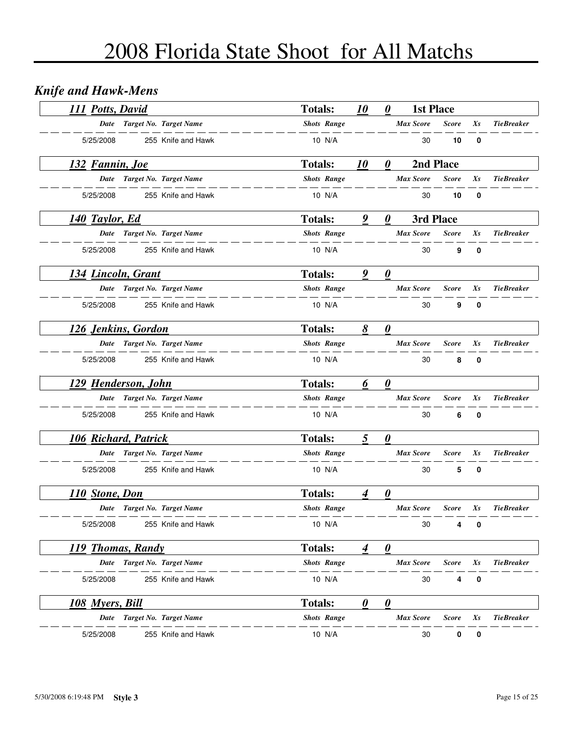# 2008 Florida State Shoot for All Matchs

## *Knife and Hawk-Mens*

### *111 Potts, David* — Totals: 10 0 — 1st Place

| Date | Target No. | Target Name | Shots | Range | Max Score | Score | Xs | TieBreaker |
|---|---|---|---|---|---|---|---|---|
| 5/25/2008 | 255 | Knife and Hawk | 10 | N/A | 30 | 10 | 0 | |

### *132 Fannin, Joe* — Totals: 10 0 — 2nd Place

| Date | Target No. | Target Name | Shots | Range | Max Score | Score | Xs | TieBreaker |
|---|---|---|---|---|---|---|---|---|
| 5/25/2008 | 255 | Knife and Hawk | 10 | N/A | 30 | 10 | 0 | |

### *140 Taylor, Ed* — Totals: 9 0 — 3rd Place

| Date | Target No. | Target Name | Shots | Range | Max Score | Score | Xs | TieBreaker |
|---|---|---|---|---|---|---|---|---|
| 5/25/2008 | 255 | Knife and Hawk | 10 | N/A | 30 | 9 | 0 | |

### *134 Lincoln, Grant* — Totals: 9 0

| Date | Target No. | Target Name | Shots | Range | Max Score | Score | Xs | TieBreaker |
|---|---|---|---|---|---|---|---|---|
| 5/25/2008 | 255 | Knife and Hawk | 10 | N/A | 30 | 9 | 0 | |

### *126 Jenkins, Gordon* — Totals: 8 0

| Date | Target No. | Target Name | Shots | Range | Max Score | Score | Xs | TieBreaker |
|---|---|---|---|---|---|---|---|---|
| 5/25/2008 | 255 | Knife and Hawk | 10 | N/A | 30 | 8 | 0 | |

### *129 Henderson, John* — Totals: 6 0

| Date | Target No. | Target Name | Shots | Range | Max Score | Score | Xs | TieBreaker |
|---|---|---|---|---|---|---|---|---|
| 5/25/2008 | 255 | Knife and Hawk | 10 | N/A | 30 | 6 | 0 | |

### *106 Richard, Patrick* — Totals: 5 0

| Date | Target No. | Target Name | Shots | Range | Max Score | Score | Xs | TieBreaker |
|---|---|---|---|---|---|---|---|---|
| 5/25/2008 | 255 | Knife and Hawk | 10 | N/A | 30 | 5 | 0 | |

### *110 Stone, Don* — Totals: 4 0

| Date | Target No. | Target Name | Shots | Range | Max Score | Score | Xs | TieBreaker |
|---|---|---|---|---|---|---|---|---|
| 5/25/2008 | 255 | Knife and Hawk | 10 | N/A | 30 | 4 | 0 | |

### *119 Thomas, Randy* — Totals: 4 0

| Date | Target No. | Target Name | Shots | Range | Max Score | Score | Xs | TieBreaker |
|---|---|---|---|---|---|---|---|---|
| 5/25/2008 | 255 | Knife and Hawk | 10 | N/A | 30 | 4 | 0 | |

### *108 Myers, Bill* — Totals: 0 0

| Date | Target No. | Target Name | Shots | Range | Max Score | Score | Xs | TieBreaker |
|---|---|---|---|---|---|---|---|---|
| 5/25/2008 | 255 | Knife and Hawk | 10 | N/A | 30 | 0 | 0 | |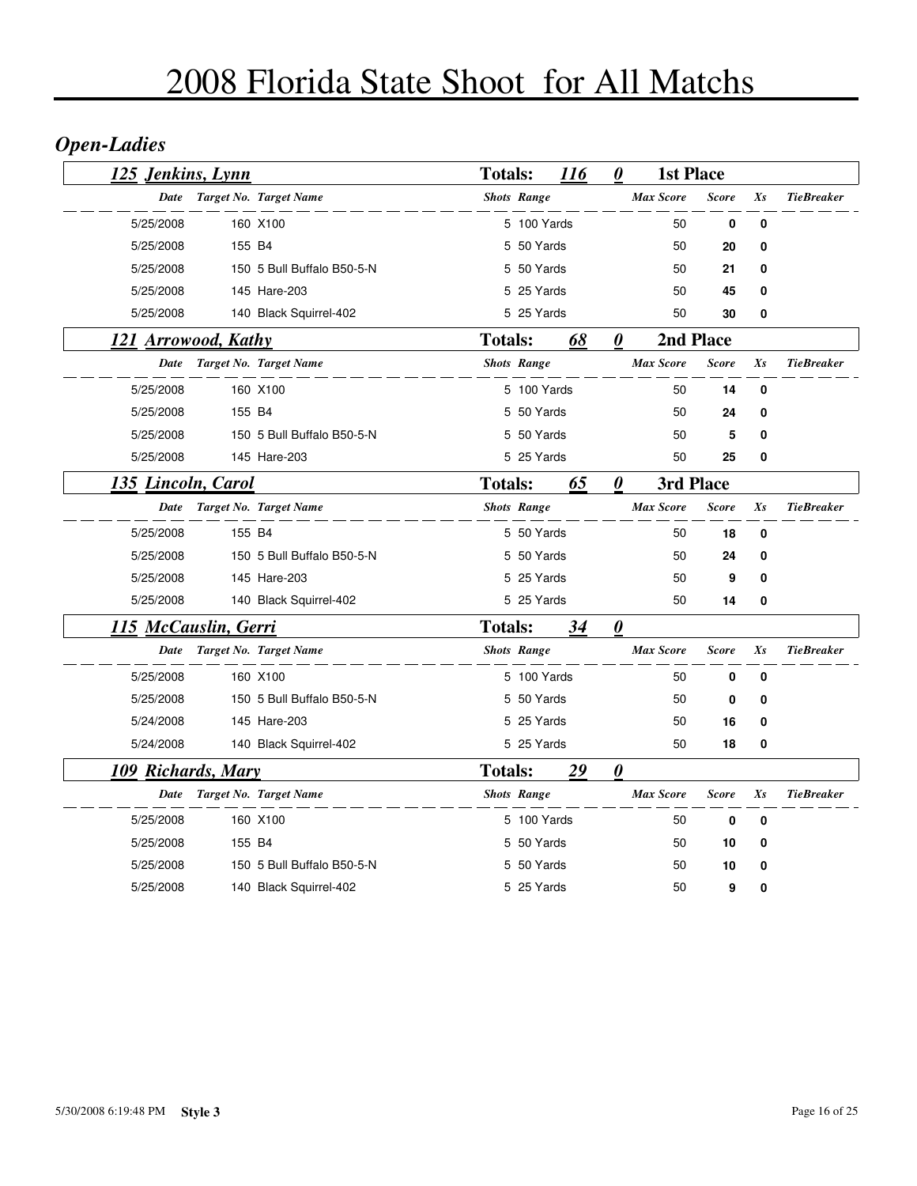# 2008 Florida State Shoot for All Matchs

## *Open-Ladies*

### *125 Jenkins, Lynn* — Totals: 116 — 0 — 1st Place

| Date | Target No. | Target Name | Shots | Range | Max Score | Score | Xs | TieBreaker |
|---|---|---|---|---|---|---|---|---|
| 5/25/2008 | 160 | X100 | 5 | 100 Yards | 50 | **0** | **0** | |
| 5/25/2008 | 155 | B4 | 5 | 50 Yards | 50 | **20** | **0** | |
| 5/25/2008 | 150 | 5 Bull Buffalo B50-5-N | 5 | 50 Yards | 50 | **21** | **0** | |
| 5/25/2008 | 145 | Hare-203 | 5 | 25 Yards | 50 | **45** | **0** | |
| 5/25/2008 | 140 | Black Squirrel-402 | 5 | 25 Yards | 50 | **30** | **0** | |

### *121 Arrowood, Kathy* — Totals: 68 — 0 — 2nd Place

| Date | Target No. | Target Name | Shots | Range | Max Score | Score | Xs | TieBreaker |
|---|---|---|---|---|---|---|---|---|
| 5/25/2008 | 160 | X100 | 5 | 100 Yards | 50 | **14** | **0** | |
| 5/25/2008 | 155 | B4 | 5 | 50 Yards | 50 | **24** | **0** | |
| 5/25/2008 | 150 | 5 Bull Buffalo B50-5-N | 5 | 50 Yards | 50 | **5** | **0** | |
| 5/25/2008 | 145 | Hare-203 | 5 | 25 Yards | 50 | **25** | **0** | |

### *135 Lincoln, Carol* — Totals: 65 — 0 — 3rd Place

| Date | Target No. | Target Name | Shots | Range | Max Score | Score | Xs | TieBreaker |
|---|---|---|---|---|---|---|---|---|
| 5/25/2008 | 155 | B4 | 5 | 50 Yards | 50 | **18** | **0** | |
| 5/25/2008 | 150 | 5 Bull Buffalo B50-5-N | 5 | 50 Yards | 50 | **24** | **0** | |
| 5/25/2008 | 145 | Hare-203 | 5 | 25 Yards | 50 | **9** | **0** | |
| 5/25/2008 | 140 | Black Squirrel-402 | 5 | 25 Yards | 50 | **14** | **0** | |

### *115 McCauslin, Gerri* — Totals: 34 — 0

| Date | Target No. | Target Name | Shots | Range | Max Score | Score | Xs | TieBreaker |
|---|---|---|---|---|---|---|---|---|
| 5/25/2008 | 160 | X100 | 5 | 100 Yards | 50 | **0** | **0** | |
| 5/25/2008 | 150 | 5 Bull Buffalo B50-5-N | 5 | 50 Yards | 50 | **0** | **0** | |
| 5/24/2008 | 145 | Hare-203 | 5 | 25 Yards | 50 | **16** | **0** | |
| 5/24/2008 | 140 | Black Squirrel-402 | 5 | 25 Yards | 50 | **18** | **0** | |

### *109 Richards, Mary* — Totals: 29 — 0

| Date | Target No. | Target Name | Shots | Range | Max Score | Score | Xs | TieBreaker |
|---|---|---|---|---|---|---|---|---|
| 5/25/2008 | 160 | X100 | 5 | 100 Yards | 50 | **0** | **0** | |
| 5/25/2008 | 155 | B4 | 5 | 50 Yards | 50 | **10** | **0** | |
| 5/25/2008 | 150 | 5 Bull Buffalo B50-5-N | 5 | 50 Yards | 50 | **10** | **0** | |
| 5/25/2008 | 140 | Black Squirrel-402 | 5 | 25 Yards | 50 | **9** | **0** | |

5/30/2008 6:19:48 PM **Style 3**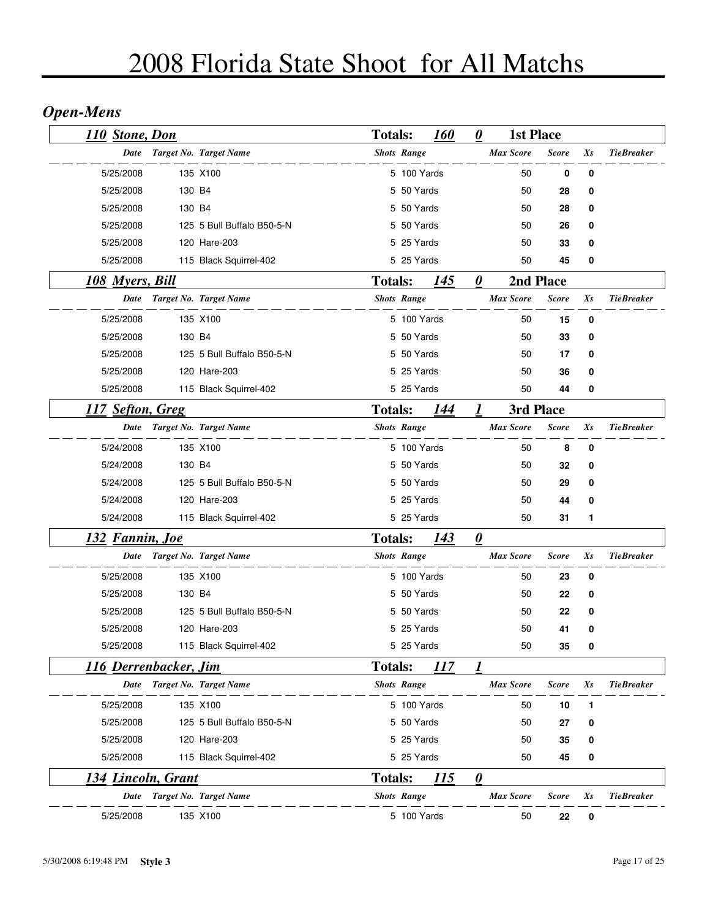# 2008 Florida State Shoot for All Matchs

## *Open-Mens*

### 110 Stone, Don — Totals: 160 — 0 — 1st Place

| Date | Target No. | Target Name | Shots | Range | Max Score | Score | Xs | TieBreaker |
|---|---|---|---|---|---|---|---|---|
| 5/25/2008 | 135 | X100 | 5 | 100 Yards | 50 | 0 | 0 | |
| 5/25/2008 | 130 | B4 | 5 | 50 Yards | 50 | 28 | 0 | |
| 5/25/2008 | 130 | B4 | 5 | 50 Yards | 50 | 28 | 0 | |
| 5/25/2008 | 125 | 5 Bull Buffalo B50-5-N | 5 | 50 Yards | 50 | 26 | 0 | |
| 5/25/2008 | 120 | Hare-203 | 5 | 25 Yards | 50 | 33 | 0 | |
| 5/25/2008 | 115 | Black Squirrel-402 | 5 | 25 Yards | 50 | 45 | 0 | |

### 108 Myers, Bill — Totals: 145 — 0 — 2nd Place

| Date | Target No. | Target Name | Shots | Range | Max Score | Score | Xs | TieBreaker |
|---|---|---|---|---|---|---|---|---|
| 5/25/2008 | 135 | X100 | 5 | 100 Yards | 50 | 15 | 0 | |
| 5/25/2008 | 130 | B4 | 5 | 50 Yards | 50 | 33 | 0 | |
| 5/25/2008 | 125 | 5 Bull Buffalo B50-5-N | 5 | 50 Yards | 50 | 17 | 0 | |
| 5/25/2008 | 120 | Hare-203 | 5 | 25 Yards | 50 | 36 | 0 | |
| 5/25/2008 | 115 | Black Squirrel-402 | 5 | 25 Yards | 50 | 44 | 0 | |

### 117 Sefton, Greg — Totals: 144 — 1 — 3rd Place

| Date | Target No. | Target Name | Shots | Range | Max Score | Score | Xs | TieBreaker |
|---|---|---|---|---|---|---|---|---|
| 5/24/2008 | 135 | X100 | 5 | 100 Yards | 50 | 8 | 0 | |
| 5/24/2008 | 130 | B4 | 5 | 50 Yards | 50 | 32 | 0 | |
| 5/24/2008 | 125 | 5 Bull Buffalo B50-5-N | 5 | 50 Yards | 50 | 29 | 0 | |
| 5/24/2008 | 120 | Hare-203 | 5 | 25 Yards | 50 | 44 | 0 | |
| 5/24/2008 | 115 | Black Squirrel-402 | 5 | 25 Yards | 50 | 31 | 1 | |

### 132 Fannin, Joe — Totals: 143 — 0

| Date | Target No. | Target Name | Shots | Range | Max Score | Score | Xs | TieBreaker |
|---|---|---|---|---|---|---|---|---|
| 5/25/2008 | 135 | X100 | 5 | 100 Yards | 50 | 23 | 0 | |
| 5/25/2008 | 130 | B4 | 5 | 50 Yards | 50 | 22 | 0 | |
| 5/25/2008 | 125 | 5 Bull Buffalo B50-5-N | 5 | 50 Yards | 50 | 22 | 0 | |
| 5/25/2008 | 120 | Hare-203 | 5 | 25 Yards | 50 | 41 | 0 | |
| 5/25/2008 | 115 | Black Squirrel-402 | 5 | 25 Yards | 50 | 35 | 0 | |

### 116 Derrenbacker, Jim — Totals: 117 — 1

| Date | Target No. | Target Name | Shots | Range | Max Score | Score | Xs | TieBreaker |
|---|---|---|---|---|---|---|---|---|
| 5/25/2008 | 135 | X100 | 5 | 100 Yards | 50 | 10 | 1 | |
| 5/25/2008 | 125 | 5 Bull Buffalo B50-5-N | 5 | 50 Yards | 50 | 27 | 0 | |
| 5/25/2008 | 120 | Hare-203 | 5 | 25 Yards | 50 | 35 | 0 | |
| 5/25/2008 | 115 | Black Squirrel-402 | 5 | 25 Yards | 50 | 45 | 0 | |

### 134 Lincoln, Grant — Totals: 115 — 0

| Date | Target No. | Target Name | Shots | Range | Max Score | Score | Xs | TieBreaker |
|---|---|---|---|---|---|---|---|---|
| 5/25/2008 | 135 | X100 | 5 | 100 Yards | 50 | 22 | 0 | |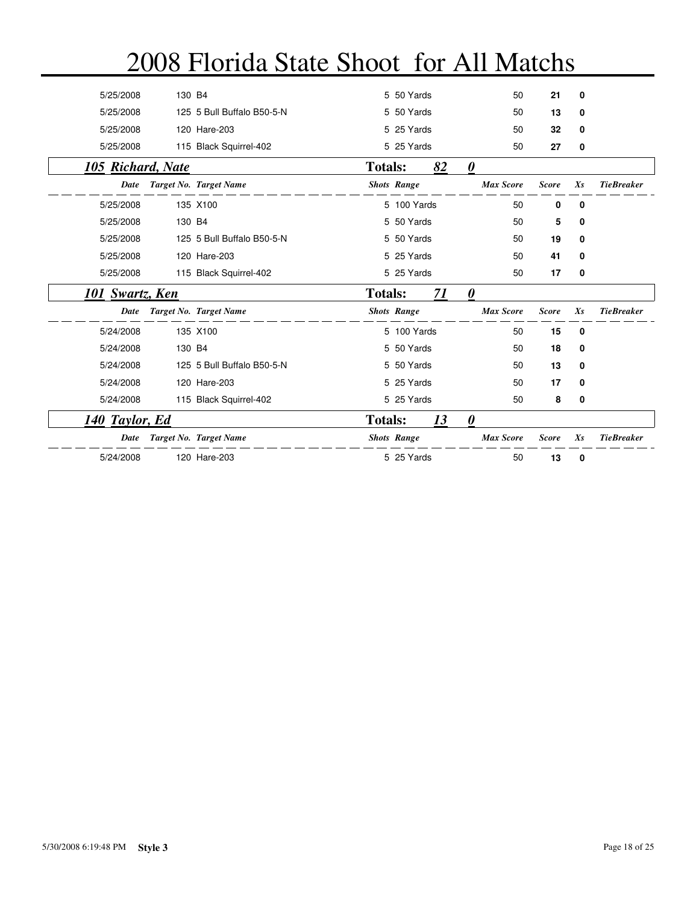# 2008 Florida State Shoot for All Matchs

| Date | Target No. | Target Name | Shots | Range | Max Score | Score | Xs | TieBreaker |
|---|---|---|---|---|---|---|---|---|
| 5/25/2008 | 130 | B4 | 5 | 50 Yards | 50 | **21** | **0** | |
| 5/25/2008 | 125 | 5 Bull Buffalo B50-5-N | 5 | 50 Yards | 50 | **13** | **0** | |
| 5/25/2008 | 120 | Hare-203 | 5 | 25 Yards | 50 | **32** | **0** | |
| 5/25/2008 | 115 | Black Squirrel-402 | 5 | 25 Yards | 50 | **27** | **0** | |

## *105 Richard, Nate* — Totals: *82* *0*

| Date | Target No. | Target Name | Shots | Range | Max Score | Score | Xs | TieBreaker |
|---|---|---|---|---|---|---|---|---|
| 5/25/2008 | 135 | X100 | 5 | 100 Yards | 50 | **0** | **0** | |
| 5/25/2008 | 130 | B4 | 5 | 50 Yards | 50 | **5** | **0** | |
| 5/25/2008 | 125 | 5 Bull Buffalo B50-5-N | 5 | 50 Yards | 50 | **19** | **0** | |
| 5/25/2008 | 120 | Hare-203 | 5 | 25 Yards | 50 | **41** | **0** | |
| 5/25/2008 | 115 | Black Squirrel-402 | 5 | 25 Yards | 50 | **17** | **0** | |

## *101 Swartz, Ken* — Totals: *71* *0*

| Date | Target No. | Target Name | Shots | Range | Max Score | Score | Xs | TieBreaker |
|---|---|---|---|---|---|---|---|---|
| 5/24/2008 | 135 | X100 | 5 | 100 Yards | 50 | **15** | **0** | |
| 5/24/2008 | 130 | B4 | 5 | 50 Yards | 50 | **18** | **0** | |
| 5/24/2008 | 125 | 5 Bull Buffalo B50-5-N | 5 | 50 Yards | 50 | **13** | **0** | |
| 5/24/2008 | 120 | Hare-203 | 5 | 25 Yards | 50 | **17** | **0** | |
| 5/24/2008 | 115 | Black Squirrel-402 | 5 | 25 Yards | 50 | **8** | **0** | |

## *140 Taylor, Ed* — Totals: *13* *0*

| Date | Target No. | Target Name | Shots | Range | Max Score | Score | Xs | TieBreaker |
|---|---|---|---|---|---|---|---|---|
| 5/24/2008 | 120 | Hare-203 | 5 | 25 Yards | 50 | **13** | **0** | |

5/30/2008 6:19:48 PM **Style 3**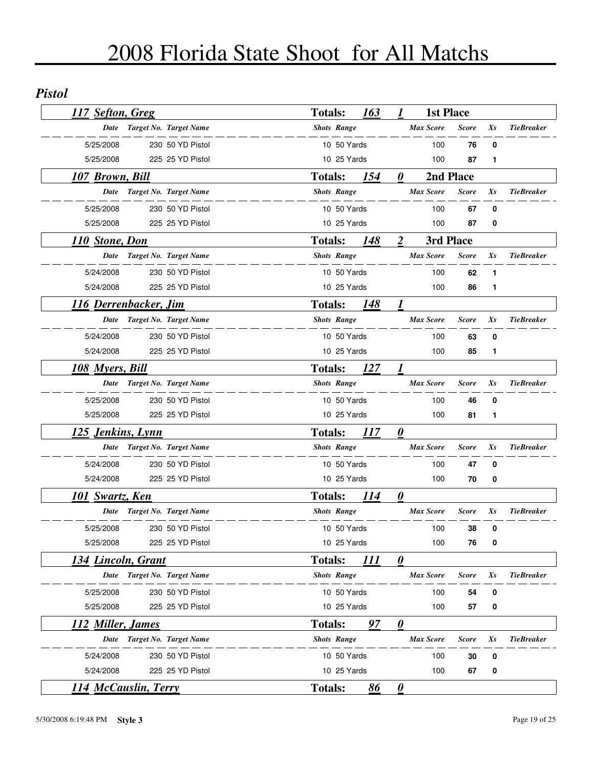# 2008 Florida State Shoot for All Matchs

## *Pistol*

### *117 Sefton, Greg* — Totals: 163 | 1 | 1st Place

| Date | Target No. | Target Name | Shots | Range | Max Score | Score | Xs | TieBreaker |
|---|---|---|---|---|---|---|---|---|
| 5/25/2008 | 230 | 50 YD Pistol | 10 | 50 Yards | 100 | 76 | 0 | |
| 5/25/2008 | 225 | 25 YD Pistol | 10 | 25 Yards | 100 | 87 | 1 | |

### *107 Brown, Bill* — Totals: 154 | 0 | 2nd Place

| Date | Target No. | Target Name | Shots | Range | Max Score | Score | Xs | TieBreaker |
|---|---|---|---|---|---|---|---|---|
| 5/25/2008 | 230 | 50 YD Pistol | 10 | 50 Yards | 100 | 67 | 0 | |
| 5/25/2008 | 225 | 25 YD Pistol | 10 | 25 Yards | 100 | 87 | 0 | |

### *110 Stone, Don* — Totals: 148 | 2 | 3rd Place

| Date | Target No. | Target Name | Shots | Range | Max Score | Score | Xs | TieBreaker |
|---|---|---|---|---|---|---|---|---|
| 5/24/2008 | 230 | 50 YD Pistol | 10 | 50 Yards | 100 | 62 | 1 | |
| 5/24/2008 | 225 | 25 YD Pistol | 10 | 25 Yards | 100 | 86 | 1 | |

### *116 Derrenbacker, Jim* — Totals: 148 | 1

| Date | Target No. | Target Name | Shots | Range | Max Score | Score | Xs | TieBreaker |
|---|---|---|---|---|---|---|---|---|
| 5/24/2008 | 230 | 50 YD Pistol | 10 | 50 Yards | 100 | 63 | 0 | |
| 5/24/2008 | 225 | 25 YD Pistol | 10 | 25 Yards | 100 | 85 | 1 | |

### *108 Myers, Bill* — Totals: 127 | 1

| Date | Target No. | Target Name | Shots | Range | Max Score | Score | Xs | TieBreaker |
|---|---|---|---|---|---|---|---|---|
| 5/25/2008 | 230 | 50 YD Pistol | 10 | 50 Yards | 100 | 46 | 0 | |
| 5/25/2008 | 225 | 25 YD Pistol | 10 | 25 Yards | 100 | 81 | 1 | |

### *125 Jenkins, Lynn* — Totals: 117 | 0

| Date | Target No. | Target Name | Shots | Range | Max Score | Score | Xs | TieBreaker |
|---|---|---|---|---|---|---|---|---|
| 5/24/2008 | 230 | 50 YD Pistol | 10 | 50 Yards | 100 | 47 | 0 | |
| 5/24/2008 | 225 | 25 YD Pistol | 10 | 25 Yards | 100 | 70 | 0 | |

### *101 Swartz, Ken* — Totals: 114 | 0

| Date | Target No. | Target Name | Shots | Range | Max Score | Score | Xs | TieBreaker |
|---|---|---|---|---|---|---|---|---|
| 5/25/2008 | 230 | 50 YD Pistol | 10 | 50 Yards | 100 | 38 | 0 | |
| 5/25/2008 | 225 | 25 YD Pistol | 10 | 25 Yards | 100 | 76 | 0 | |

### *134 Lincoln, Grant* — Totals: 111 | 0

| Date | Target No. | Target Name | Shots | Range | Max Score | Score | Xs | TieBreaker |
|---|---|---|---|---|---|---|---|---|
| 5/25/2008 | 230 | 50 YD Pistol | 10 | 50 Yards | 100 | 54 | 0 | |
| 5/25/2008 | 225 | 25 YD Pistol | 10 | 25 Yards | 100 | 57 | 0 | |

### *112 Miller, James* — Totals: 97 | 0

| Date | Target No. | Target Name | Shots | Range | Max Score | Score | Xs | TieBreaker |
|---|---|---|---|---|---|---|---|---|
| 5/24/2008 | 230 | 50 YD Pistol | 10 | 50 Yards | 100 | 30 | 0 | |
| 5/24/2008 | 225 | 25 YD Pistol | 10 | 25 Yards | 100 | 67 | 0 | |

### *114 McCauslin, Terry* — Totals: 86 | 0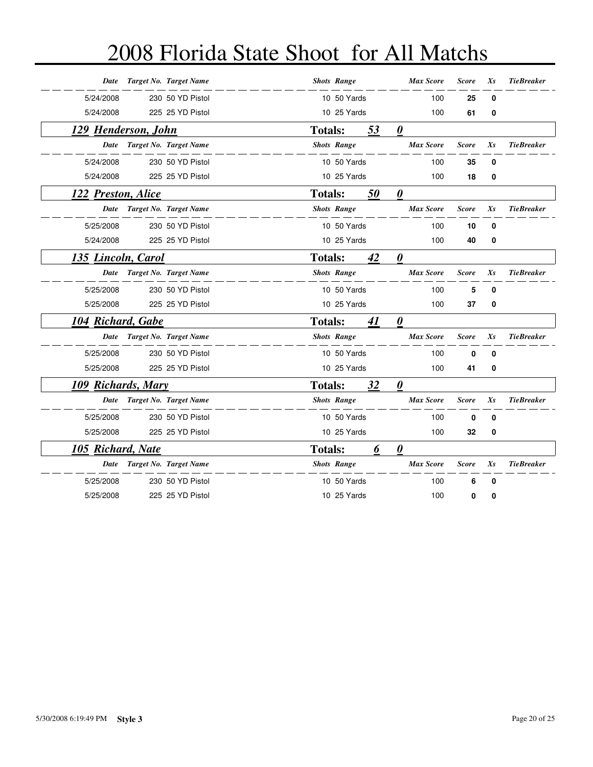// 2008 Florida State Shoot for All Matchs

# 2008 Florida State Shoot for All Matchs

| Date | Target No. | Target Name | Shots | Range | Max Score | Score | Xs | TieBreaker |
|---|---|---|---|---|---|---|---|---|
| 5/24/2008 | 230 | 50 YD Pistol | 10 | 50 Yards | 100 | **25** | **0** | |
| 5/24/2008 | 225 | 25 YD Pistol | 10 | 25 Yards | 100 | **61** | **0** | |

## *129 Henderson, John* — Totals: *53* *0*

| Date | Target No. | Target Name | Shots | Range | Max Score | Score | Xs | TieBreaker |
|---|---|---|---|---|---|---|---|---|
| 5/24/2008 | 230 | 50 YD Pistol | 10 | 50 Yards | 100 | **35** | **0** | |
| 5/24/2008 | 225 | 25 YD Pistol | 10 | 25 Yards | 100 | **18** | **0** | |

## *122 Preston, Alice* — Totals: *50* *0*

| Date | Target No. | Target Name | Shots | Range | Max Score | Score | Xs | TieBreaker |
|---|---|---|---|---|---|---|---|---|
| 5/25/2008 | 230 | 50 YD Pistol | 10 | 50 Yards | 100 | **10** | **0** | |
| 5/24/2008 | 225 | 25 YD Pistol | 10 | 25 Yards | 100 | **40** | **0** | |

## *135 Lincoln, Carol* — Totals: *42* *0*

| Date | Target No. | Target Name | Shots | Range | Max Score | Score | Xs | TieBreaker |
|---|---|---|---|---|---|---|---|---|
| 5/25/2008 | 230 | 50 YD Pistol | 10 | 50 Yards | 100 | **5** | **0** | |
| 5/25/2008 | 225 | 25 YD Pistol | 10 | 25 Yards | 100 | **37** | **0** | |

## *104 Richard, Gabe* — Totals: *41* *0*

| Date | Target No. | Target Name | Shots | Range | Max Score | Score | Xs | TieBreaker |
|---|---|---|---|---|---|---|---|---|
| 5/25/2008 | 230 | 50 YD Pistol | 10 | 50 Yards | 100 | **0** | **0** | |
| 5/25/2008 | 225 | 25 YD Pistol | 10 | 25 Yards | 100 | **41** | **0** | |

## *109 Richards, Mary* — Totals: *32* *0*

| Date | Target No. | Target Name | Shots | Range | Max Score | Score | Xs | TieBreaker |
|---|---|---|---|---|---|---|---|---|
| 5/25/2008 | 230 | 50 YD Pistol | 10 | 50 Yards | 100 | **0** | **0** | |
| 5/25/2008 | 225 | 25 YD Pistol | 10 | 25 Yards | 100 | **32** | **0** | |

## *105 Richard, Nate* — Totals: *6* *0*

| Date | Target No. | Target Name | Shots | Range | Max Score | Score | Xs | TieBreaker |
|---|---|---|---|---|---|---|---|---|
| 5/25/2008 | 230 | 50 YD Pistol | 10 | 50 Yards | 100 | **6** | **0** | |
| 5/25/2008 | 225 | 25 YD Pistol | 10 | 25 Yards | 100 | **0** | **0** | |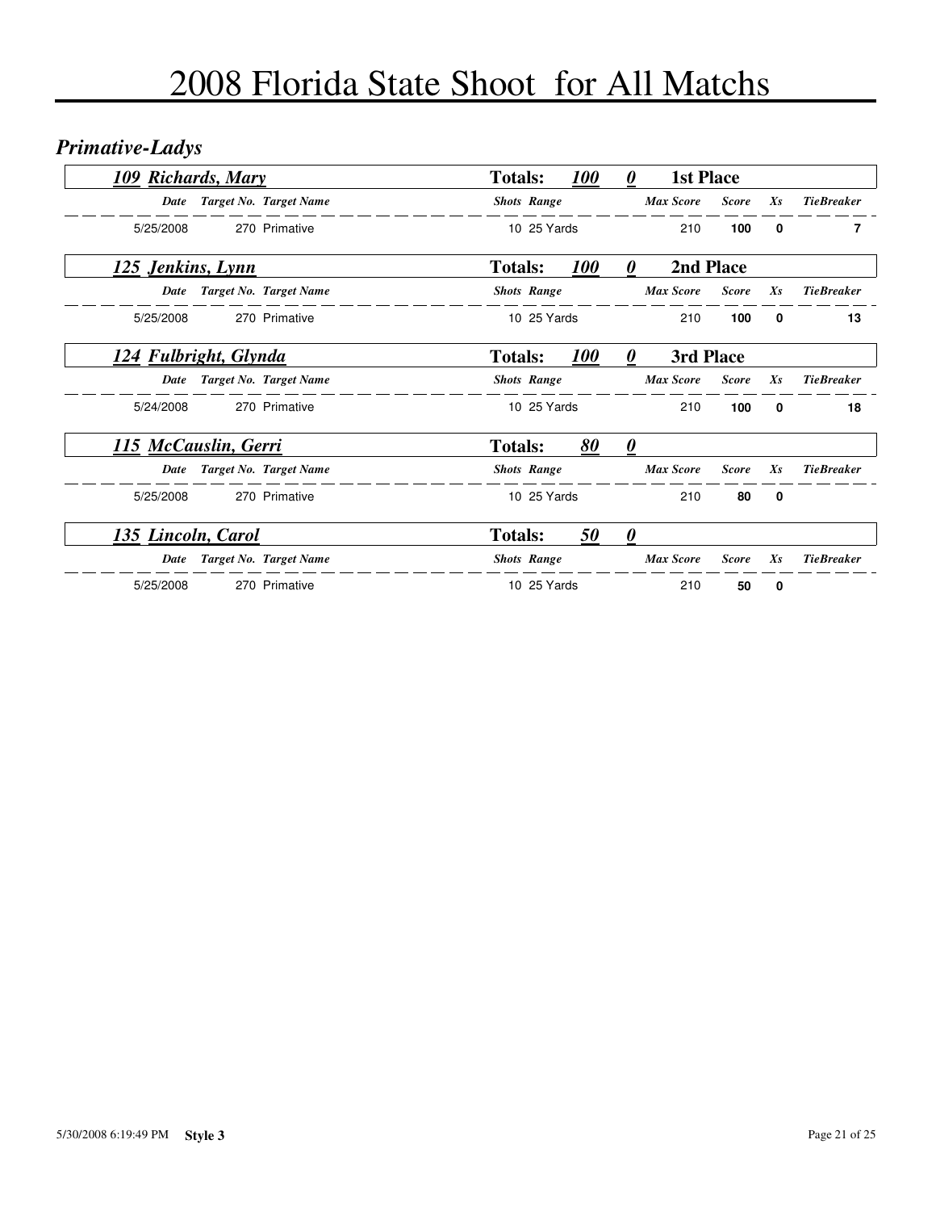# 2008 Florida State Shoot for All Matchs

## *Primative-Ladys*

### *109 Richards, Mary* — Totals: 100 / 0 — 1st Place

| Date | Target No. | Target Name | Shots | Range | Max Score | Score | Xs | TieBreaker |
|---|---|---|---|---|---|---|---|---|
| 5/25/2008 | 270 | Primative | 10 | 25 Yards | 210 | **100** | **0** | **7** |

### *125 Jenkins, Lynn* — Totals: 100 / 0 — 2nd Place

| Date | Target No. | Target Name | Shots | Range | Max Score | Score | Xs | TieBreaker |
|---|---|---|---|---|---|---|---|---|
| 5/25/2008 | 270 | Primative | 10 | 25 Yards | 210 | **100** | **0** | **13** |

### *124 Fulbright, Glynda* — Totals: 100 / 0 — 3rd Place

| Date | Target No. | Target Name | Shots | Range | Max Score | Score | Xs | TieBreaker |
|---|---|---|---|---|---|---|---|---|
| 5/24/2008 | 270 | Primative | 10 | 25 Yards | 210 | **100** | **0** | **18** |

### *115 McCauslin, Gerri* — Totals: 80 / 0

| Date | Target No. | Target Name | Shots | Range | Max Score | Score | Xs | TieBreaker |
|---|---|---|---|---|---|---|---|---|
| 5/25/2008 | 270 | Primative | 10 | 25 Yards | 210 | **80** | **0** | |

### *135 Lincoln, Carol* — Totals: 50 / 0

| Date | Target No. | Target Name | Shots | Range | Max Score | Score | Xs | TieBreaker |
|---|---|---|---|---|---|---|---|---|
| 5/25/2008 | 270 | Primative | 10 | 25 Yards | 210 | **50** | **0** | |

5/30/2008 6:19:49 PM **Style 3**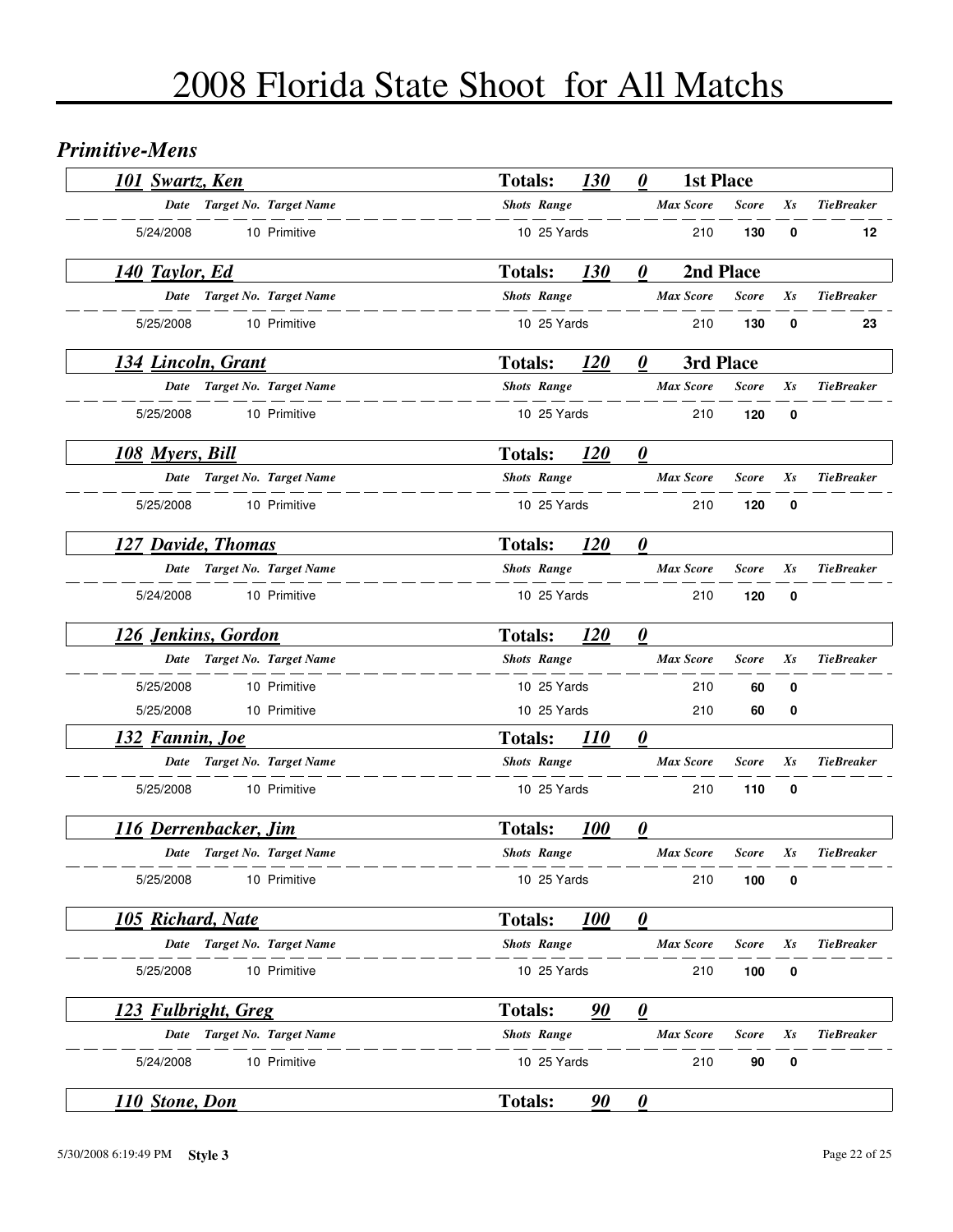# 2008 Florida State Shoot for All Matchs

## *Primitive-Mens*

### 101 Swartz, Ken — Totals: 130 | 0 | 1st Place

| Date | Target No. | Target Name | Shots | Range | Max Score | Score | Xs | TieBreaker |
|---|---|---|---|---|---|---|---|---|
| 5/24/2008 | 10 | Primitive | 10 | 25 Yards | 210 | 130 | 0 | 12 |

### 140 Taylor, Ed — Totals: 130 | 0 | 2nd Place

| Date | Target No. | Target Name | Shots | Range | Max Score | Score | Xs | TieBreaker |
|---|---|---|---|---|---|---|---|---|
| 5/25/2008 | 10 | Primitive | 10 | 25 Yards | 210 | 130 | 0 | 23 |

### 134 Lincoln, Grant — Totals: 120 | 0 | 3rd Place

| Date | Target No. | Target Name | Shots | Range | Max Score | Score | Xs | TieBreaker |
|---|---|---|---|---|---|---|---|---|
| 5/25/2008 | 10 | Primitive | 10 | 25 Yards | 210 | 120 | 0 | |

### 108 Myers, Bill — Totals: 120 | 0

| Date | Target No. | Target Name | Shots | Range | Max Score | Score | Xs | TieBreaker |
|---|---|---|---|---|---|---|---|---|
| 5/25/2008 | 10 | Primitive | 10 | 25 Yards | 210 | 120 | 0 | |

### 127 Davide, Thomas — Totals: 120 | 0

| Date | Target No. | Target Name | Shots | Range | Max Score | Score | Xs | TieBreaker |
|---|---|---|---|---|---|---|---|---|
| 5/24/2008 | 10 | Primitive | 10 | 25 Yards | 210 | 120 | 0 | |

### 126 Jenkins, Gordon — Totals: 120 | 0

| Date | Target No. | Target Name | Shots | Range | Max Score | Score | Xs | TieBreaker |
|---|---|---|---|---|---|---|---|---|
| 5/25/2008 | 10 | Primitive | 10 | 25 Yards | 210 | 60 | 0 | |
| 5/25/2008 | 10 | Primitive | 10 | 25 Yards | 210 | 60 | 0 | |

### 132 Fannin, Joe — Totals: 110 | 0

| Date | Target No. | Target Name | Shots | Range | Max Score | Score | Xs | TieBreaker |
|---|---|---|---|---|---|---|---|---|
| 5/25/2008 | 10 | Primitive | 10 | 25 Yards | 210 | 110 | 0 | |

### 116 Derrenbacker, Jim — Totals: 100 | 0

| Date | Target No. | Target Name | Shots | Range | Max Score | Score | Xs | TieBreaker |
|---|---|---|---|---|---|---|---|---|
| 5/25/2008 | 10 | Primitive | 10 | 25 Yards | 210 | 100 | 0 | |

### 105 Richard, Nate — Totals: 100 | 0

| Date | Target No. | Target Name | Shots | Range | Max Score | Score | Xs | TieBreaker |
|---|---|---|---|---|---|---|---|---|
| 5/25/2008 | 10 | Primitive | 10 | 25 Yards | 210 | 100 | 0 | |

### 123 Fulbright, Greg — Totals: 90 | 0

| Date | Target No. | Target Name | Shots | Range | Max Score | Score | Xs | TieBreaker |
|---|---|---|---|---|---|---|---|---|
| 5/24/2008 | 10 | Primitive | 10 | 25 Yards | 210 | 90 | 0 | |

### 110 Stone, Don — Totals: 90 | 0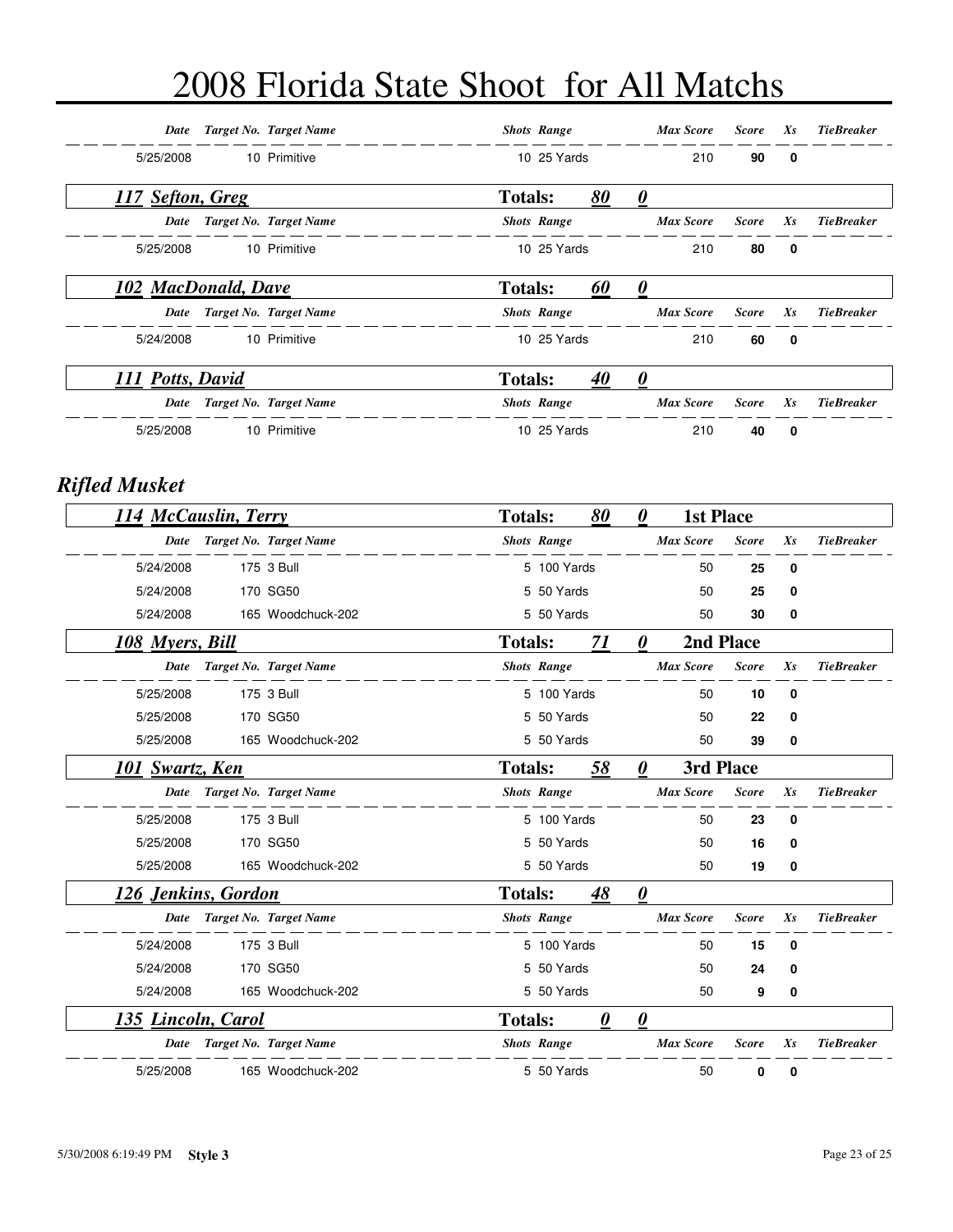# 2008 Florida State Shoot for All Matchs

| Date | Target No. | Target Name | Shots | Range | Max Score | Score | Xs | TieBreaker |
|---|---|---|---|---|---|---|---|---|
| 5/25/2008 | 10 | Primitive | 10 | 25 Yards | 210 | **90** | **0** | |

### *117 Sefton, Greg* — Totals: *80* *0*

| Date | Target No. | Target Name | Shots | Range | Max Score | Score | Xs | TieBreaker |
|---|---|---|---|---|---|---|---|---|
| 5/25/2008 | 10 | Primitive | 10 | 25 Yards | 210 | **80** | **0** | |

### *102 MacDonald, Dave* — Totals: *60* *0*

| Date | Target No. | Target Name | Shots | Range | Max Score | Score | Xs | TieBreaker |
|---|---|---|---|---|---|---|---|---|
| 5/24/2008 | 10 | Primitive | 10 | 25 Yards | 210 | **60** | **0** | |

### *111 Potts, David* — Totals: *40* *0*

| Date | Target No. | Target Name | Shots | Range | Max Score | Score | Xs | TieBreaker |
|---|---|---|---|---|---|---|---|---|
| 5/25/2008 | 10 | Primitive | 10 | 25 Yards | 210 | **40** | **0** | |

## *Rifled Musket*

### *114 McCauslin, Terry* — Totals: *80* *0* — 1st Place

| Date | Target No. | Target Name | Shots | Range | Max Score | Score | Xs | TieBreaker |
|---|---|---|---|---|---|---|---|---|
| 5/24/2008 | 175 | 3 Bull | 5 | 100 Yards | 50 | **25** | **0** | |
| 5/24/2008 | 170 | SG50 | 5 | 50 Yards | 50 | **25** | **0** | |
| 5/24/2008 | 165 | Woodchuck-202 | 5 | 50 Yards | 50 | **30** | **0** | |

### *108 Myers, Bill* — Totals: *71* *0* — 2nd Place

| Date | Target No. | Target Name | Shots | Range | Max Score | Score | Xs | TieBreaker |
|---|---|---|---|---|---|---|---|---|
| 5/25/2008 | 175 | 3 Bull | 5 | 100 Yards | 50 | **10** | **0** | |
| 5/25/2008 | 170 | SG50 | 5 | 50 Yards | 50 | **22** | **0** | |
| 5/25/2008 | 165 | Woodchuck-202 | 5 | 50 Yards | 50 | **39** | **0** | |

### *101 Swartz, Ken* — Totals: *58* *0* — 3rd Place

| Date | Target No. | Target Name | Shots | Range | Max Score | Score | Xs | TieBreaker |
|---|---|---|---|---|---|---|---|---|
| 5/25/2008 | 175 | 3 Bull | 5 | 100 Yards | 50 | **23** | **0** | |
| 5/25/2008 | 170 | SG50 | 5 | 50 Yards | 50 | **16** | **0** | |
| 5/25/2008 | 165 | Woodchuck-202 | 5 | 50 Yards | 50 | **19** | **0** | |

### *126 Jenkins, Gordon* — Totals: *48* *0*

| Date | Target No. | Target Name | Shots | Range | Max Score | Score | Xs | TieBreaker |
|---|---|---|---|---|---|---|---|---|
| 5/24/2008 | 175 | 3 Bull | 5 | 100 Yards | 50 | **15** | **0** | |
| 5/24/2008 | 170 | SG50 | 5 | 50 Yards | 50 | **24** | **0** | |
| 5/24/2008 | 165 | Woodchuck-202 | 5 | 50 Yards | 50 | **9** | **0** | |

### *135 Lincoln, Carol* — Totals: *0* *0*

| Date | Target No. | Target Name | Shots | Range | Max Score | Score | Xs | TieBreaker |
|---|---|---|---|---|---|---|---|---|
| 5/25/2008 | 165 | Woodchuck-202 | 5 | 50 Yards | 50 | **0** | **0** | |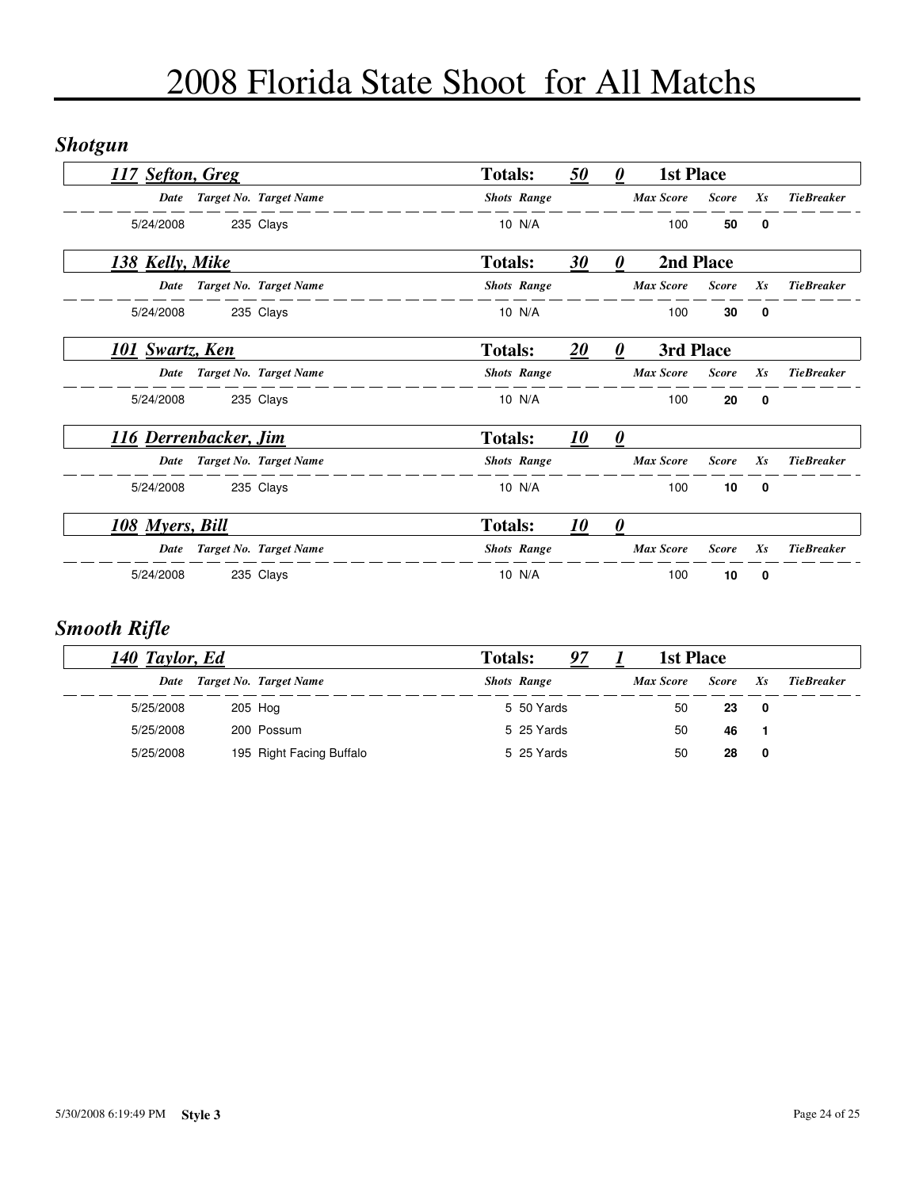# 2008 Florida State Shoot for All Matchs

## Shotgun

### 117 Sefton, Greg — Totals: 50 | 0 | 1st Place

| Date | Target No. | Target Name | Shots | Range | Max Score | Score | Xs | TieBreaker |
|---|---|---|---|---|---|---|---|---|
| 5/24/2008 | 235 | Clays | 10 | N/A | 100 | 50 | 0 | |

### 138 Kelly, Mike — Totals: 30 | 0 | 2nd Place

| Date | Target No. | Target Name | Shots | Range | Max Score | Score | Xs | TieBreaker |
|---|---|---|---|---|---|---|---|---|
| 5/24/2008 | 235 | Clays | 10 | N/A | 100 | 30 | 0 | |

### 101 Swartz, Ken — Totals: 20 | 0 | 3rd Place

| Date | Target No. | Target Name | Shots | Range | Max Score | Score | Xs | TieBreaker |
|---|---|---|---|---|---|---|---|---|
| 5/24/2008 | 235 | Clays | 10 | N/A | 100 | 20 | 0 | |

### 116 Derrenbacker, Jim — Totals: 10 | 0

| Date | Target No. | Target Name | Shots | Range | Max Score | Score | Xs | TieBreaker |
|---|---|---|---|---|---|---|---|---|
| 5/24/2008 | 235 | Clays | 10 | N/A | 100 | 10 | 0 | |

### 108 Myers, Bill — Totals: 10 | 0

| Date | Target No. | Target Name | Shots | Range | Max Score | Score | Xs | TieBreaker |
|---|---|---|---|---|---|---|---|---|
| 5/24/2008 | 235 | Clays | 10 | N/A | 100 | 10 | 0 | |

## Smooth Rifle

### 140 Taylor, Ed — Totals: 97 | 1 | 1st Place

| Date | Target No. | Target Name | Shots | Range | Max Score | Score | Xs | TieBreaker |
|---|---|---|---|---|---|---|---|---|
| 5/25/2008 | 205 | Hog | 5 | 50 Yards | 50 | 23 | 0 | |
| 5/25/2008 | 200 | Possum | 5 | 25 Yards | 50 | 46 | 1 | |
| 5/25/2008 | 195 | Right Facing Buffalo | 5 | 25 Yards | 50 | 28 | 0 | |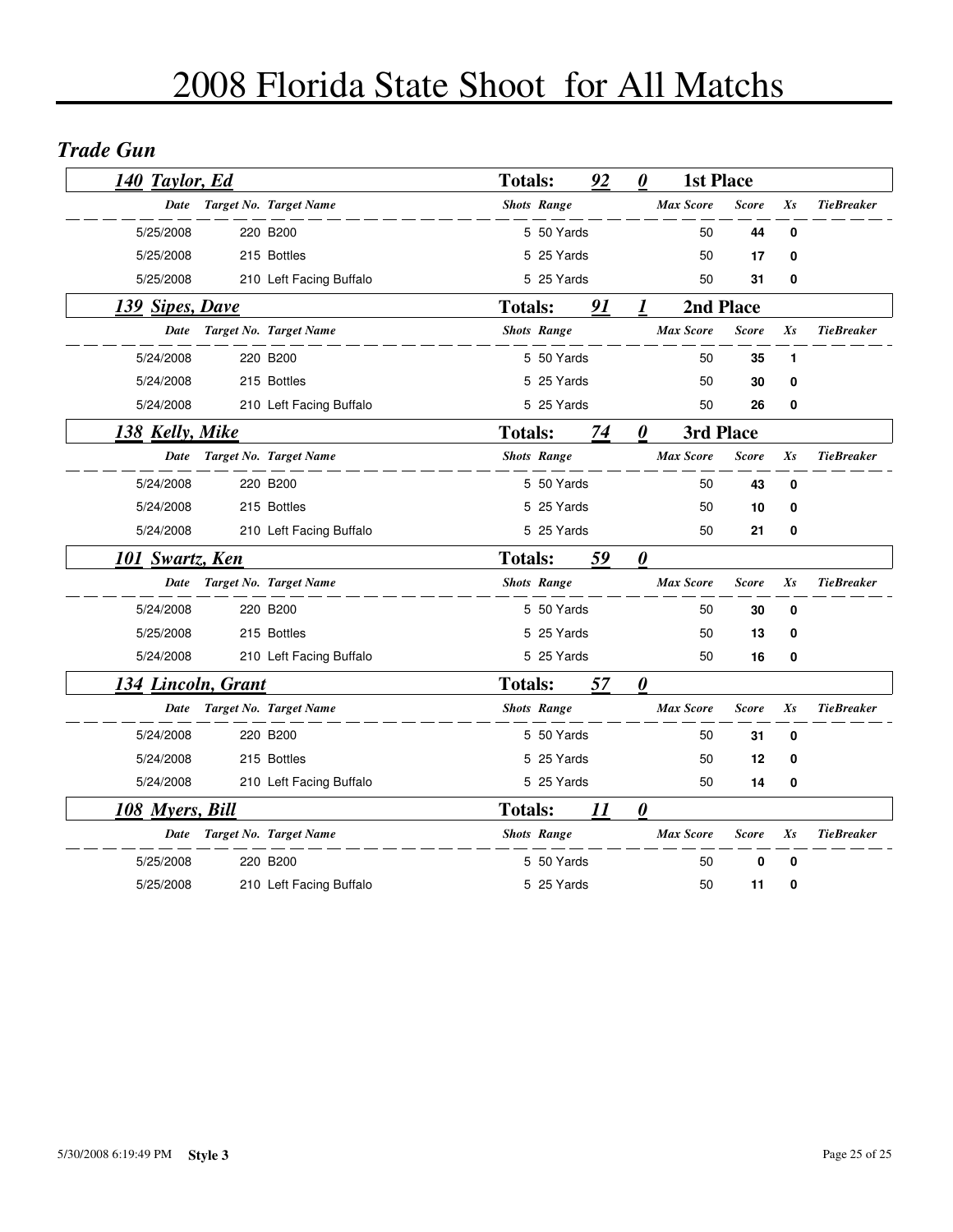// 2008 Florida State Shoot for All Matchs

## Trade Gun

### 140 Taylor, Ed — Totals: 92 — 0 — 1st Place

| Date | Target No. | Target Name | Shots | Range | Max Score | Score | Xs | TieBreaker |
|---|---|---|---|---|---|---|---|---|
| 5/25/2008 | 220 | B200 | 5 | 50 Yards | 50 | 44 | 0 | |
| 5/25/2008 | 215 | Bottles | 5 | 25 Yards | 50 | 17 | 0 | |
| 5/25/2008 | 210 | Left Facing Buffalo | 5 | 25 Yards | 50 | 31 | 0 | |

### 139 Sipes, Dave — Totals: 91 — 1 — 2nd Place

| Date | Target No. | Target Name | Shots | Range | Max Score | Score | Xs | TieBreaker |
|---|---|---|---|---|---|---|---|---|
| 5/24/2008 | 220 | B200 | 5 | 50 Yards | 50 | 35 | 1 | |
| 5/24/2008 | 215 | Bottles | 5 | 25 Yards | 50 | 30 | 0 | |
| 5/24/2008 | 210 | Left Facing Buffalo | 5 | 25 Yards | 50 | 26 | 0 | |

### 138 Kelly, Mike — Totals: 74 — 0 — 3rd Place

| Date | Target No. | Target Name | Shots | Range | Max Score | Score | Xs | TieBreaker |
|---|---|---|---|---|---|---|---|---|
| 5/24/2008 | 220 | B200 | 5 | 50 Yards | 50 | 43 | 0 | |
| 5/24/2008 | 215 | Bottles | 5 | 25 Yards | 50 | 10 | 0 | |
| 5/24/2008 | 210 | Left Facing Buffalo | 5 | 25 Yards | 50 | 21 | 0 | |

### 101 Swartz, Ken — Totals: 59 — 0

| Date | Target No. | Target Name | Shots | Range | Max Score | Score | Xs | TieBreaker |
|---|---|---|---|---|---|---|---|---|
| 5/24/2008 | 220 | B200 | 5 | 50 Yards | 50 | 30 | 0 | |
| 5/25/2008 | 215 | Bottles | 5 | 25 Yards | 50 | 13 | 0 | |
| 5/24/2008 | 210 | Left Facing Buffalo | 5 | 25 Yards | 50 | 16 | 0 | |

### 134 Lincoln, Grant — Totals: 57 — 0

| Date | Target No. | Target Name | Shots | Range | Max Score | Score | Xs | TieBreaker |
|---|---|---|---|---|---|---|---|---|
| 5/24/2008 | 220 | B200 | 5 | 50 Yards | 50 | 31 | 0 | |
| 5/24/2008 | 215 | Bottles | 5 | 25 Yards | 50 | 12 | 0 | |
| 5/24/2008 | 210 | Left Facing Buffalo | 5 | 25 Yards | 50 | 14 | 0 | |

### 108 Myers, Bill — Totals: 11 — 0

| Date | Target No. | Target Name | Shots | Range | Max Score | Score | Xs | TieBreaker |
|---|---|---|---|---|---|---|---|---|
| 5/25/2008 | 220 | B200 | 5 | 50 Yards | 50 | 0 | 0 | |
| 5/25/2008 | 210 | Left Facing Buffalo | 5 | 25 Yards | 50 | 11 | 0 | |

5/30/2008 6:19:49 PM **Style 3**